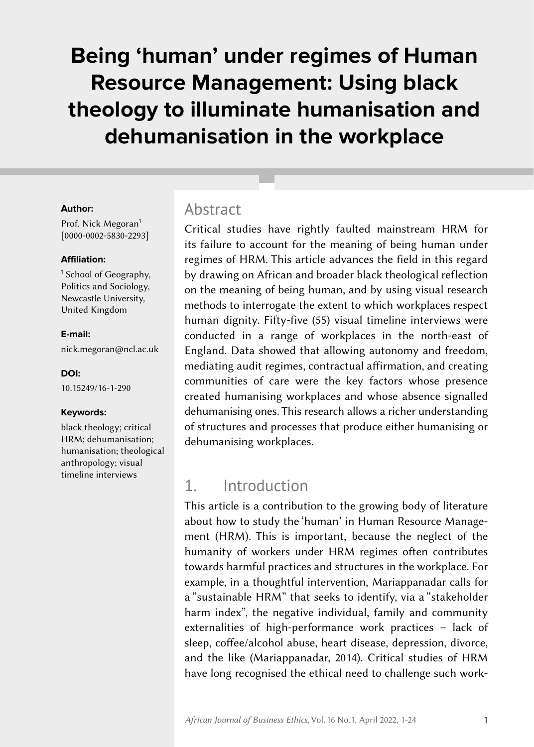# Being 'human' under regimes of Human Resource Management: Using black theology to illuminate humanisation and dehumanisation in the workplace

**Author:**

Prof. Nick Megoran[1]
[0000-0002-5830-2293]

**Affiliation:**

[1] School of Geography, Politics and Sociology, Newcastle University, United Kingdom

**E-mail:**

nick.megoran@ncl.ac.uk

**DOI:**

10.15249/16-1-290

**Keywords:**

black theology; critical HRM; dehumanisation; humanisation; theological anthropology; visual timeline interviews

## Abstract

Critical studies have rightly faulted mainstream HRM for its failure to account for the meaning of being human under regimes of HRM. This article advances the field in this regard by drawing on African and broader black theological reflection on the meaning of being human, and by using visual research methods to interrogate the extent to which workplaces respect human dignity. Fifty-five (55) visual timeline interviews were conducted in a range of workplaces in the north-east of England. Data showed that allowing autonomy and freedom, mediating audit regimes, contractual affirmation, and creating communities of care were the key factors whose presence created humanising workplaces and whose absence signalled dehumanising ones. This research allows a richer understanding of structures and processes that produce either humanising or dehumanising workplaces.

## 1. Introduction

This article is a contribution to the growing body of literature about how to study the 'human' in Human Resource Management (HRM). This is important, because the neglect of the humanity of workers under HRM regimes often contributes towards harmful practices and structures in the workplace. For example, in a thoughtful intervention, Mariappanadar calls for a "sustainable HRM" that seeks to identify, via a "stakeholder harm index", the negative individual, family and community externalities of high-performance work practices – lack of sleep, coffee/alcohol abuse, heart disease, depression, divorce, and the like (Mariappanadar, 2014). Critical studies of HRM have long recognised the ethical need to challenge such work-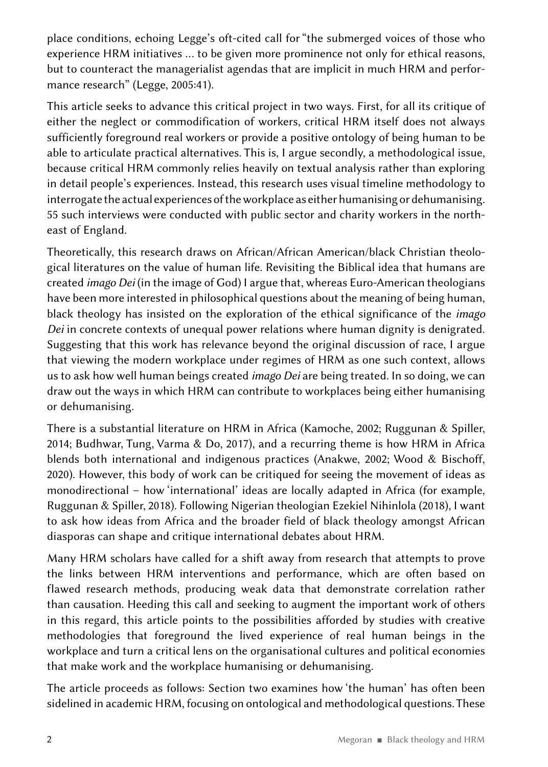place conditions, echoing Legge's oft-cited call for "the submerged voices of those who experience HRM initiatives … to be given more prominence not only for ethical reasons, but to counteract the managerialist agendas that are implicit in much HRM and performance research" (Legge, 2005:41).

This article seeks to advance this critical project in two ways. First, for all its critique of either the neglect or commodification of workers, critical HRM itself does not always sufficiently foreground real workers or provide a positive ontology of being human to be able to articulate practical alternatives. This is, I argue secondly, a methodological issue, because critical HRM commonly relies heavily on textual analysis rather than exploring in detail people's experiences. Instead, this research uses visual timeline methodology to interrogate the actual experiences of the workplace as either humanising or dehumanising. 55 such interviews were conducted with public sector and charity workers in the north-east of England.

Theoretically, this research draws on African/African American/black Christian theological literatures on the value of human life. Revisiting the Biblical idea that humans are created *imago Dei* (in the image of God) I argue that, whereas Euro-American theologians have been more interested in philosophical questions about the meaning of being human, black theology has insisted on the exploration of the ethical significance of the *imago Dei* in concrete contexts of unequal power relations where human dignity is denigrated. Suggesting that this work has relevance beyond the original discussion of race, I argue that viewing the modern workplace under regimes of HRM as one such context, allows us to ask how well human beings created *imago Dei* are being treated. In so doing, we can draw out the ways in which HRM can contribute to workplaces being either humanising or dehumanising.

There is a substantial literature on HRM in Africa (Kamoche, 2002; Ruggunan & Spiller, 2014; Budhwar, Tung, Varma & Do, 2017), and a recurring theme is how HRM in Africa blends both international and indigenous practices (Anakwe, 2002; Wood & Bischoff, 2020). However, this body of work can be critiqued for seeing the movement of ideas as monodirectional – how 'international' ideas are locally adapted in Africa (for example, Ruggunan & Spiller, 2018). Following Nigerian theologian Ezekiel Nihinlola (2018), I want to ask how ideas from Africa and the broader field of black theology amongst African diasporas can shape and critique international debates about HRM.

Many HRM scholars have called for a shift away from research that attempts to prove the links between HRM interventions and performance, which are often based on flawed research methods, producing weak data that demonstrate correlation rather than causation. Heeding this call and seeking to augment the important work of others in this regard, this article points to the possibilities afforded by studies with creative methodologies that foreground the lived experience of real human beings in the workplace and turn a critical lens on the organisational cultures and political economies that make work and the workplace humanising or dehumanising.

The article proceeds as follows: Section two examines how 'the human' has often been sidelined in academic HRM, focusing on ontological and methodological questions. These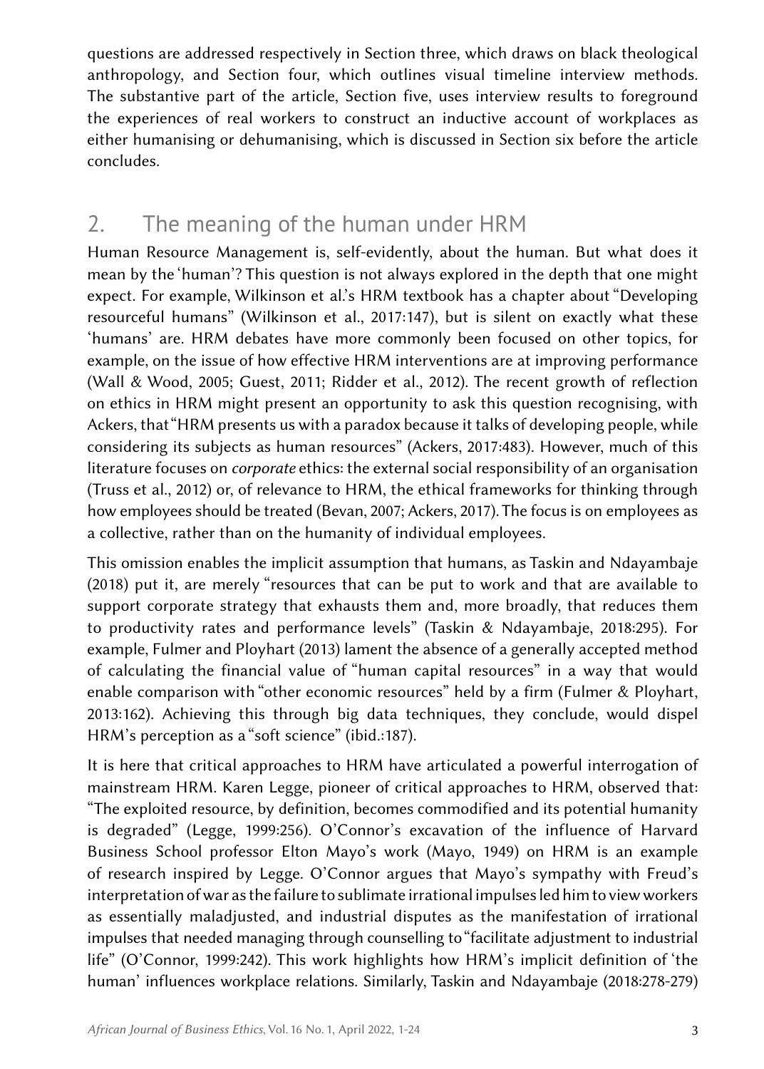questions are addressed respectively in Section three, which draws on black theological anthropology, and Section four, which outlines visual timeline interview methods. The substantive part of the article, Section five, uses interview results to foreground the experiences of real workers to construct an inductive account of workplaces as either humanising or dehumanising, which is discussed in Section six before the article concludes.

## 2. The meaning of the human under HRM

Human Resource Management is, self-evidently, about the human. But what does it mean by the 'human'? This question is not always explored in the depth that one might expect. For example, Wilkinson et al.'s HRM textbook has a chapter about "Developing resourceful humans" (Wilkinson et al., 2017:147), but is silent on exactly what these 'humans' are. HRM debates have more commonly been focused on other topics, for example, on the issue of how effective HRM interventions are at improving performance (Wall & Wood, 2005; Guest, 2011; Ridder et al., 2012). The recent growth of reflection on ethics in HRM might present an opportunity to ask this question recognising, with Ackers, that "HRM presents us with a paradox because it talks of developing people, while considering its subjects as human resources" (Ackers, 2017:483). However, much of this literature focuses on *corporate* ethics: the external social responsibility of an organisation (Truss et al., 2012) or, of relevance to HRM, the ethical frameworks for thinking through how employees should be treated (Bevan, 2007; Ackers, 2017). The focus is on employees as a collective, rather than on the humanity of individual employees.

This omission enables the implicit assumption that humans, as Taskin and Ndayambaje (2018) put it, are merely "resources that can be put to work and that are available to support corporate strategy that exhausts them and, more broadly, that reduces them to productivity rates and performance levels" (Taskin & Ndayambaje, 2018:295). For example, Fulmer and Ployhart (2013) lament the absence of a generally accepted method of calculating the financial value of "human capital resources" in a way that would enable comparison with "other economic resources" held by a firm (Fulmer & Ployhart, 2013:162). Achieving this through big data techniques, they conclude, would dispel HRM's perception as a "soft science" (ibid.:187).

It is here that critical approaches to HRM have articulated a powerful interrogation of mainstream HRM. Karen Legge, pioneer of critical approaches to HRM, observed that: "The exploited resource, by definition, becomes commodified and its potential humanity is degraded" (Legge, 1999:256). O'Connor's excavation of the influence of Harvard Business School professor Elton Mayo's work (Mayo, 1949) on HRM is an example of research inspired by Legge. O'Connor argues that Mayo's sympathy with Freud's interpretation of war as the failure to sublimate irrational impulses led him to view workers as essentially maladjusted, and industrial disputes as the manifestation of irrational impulses that needed managing through counselling to "facilitate adjustment to industrial life" (O'Connor, 1999:242). This work highlights how HRM's implicit definition of 'the human' influences workplace relations. Similarly, Taskin and Ndayambaje (2018:278-279)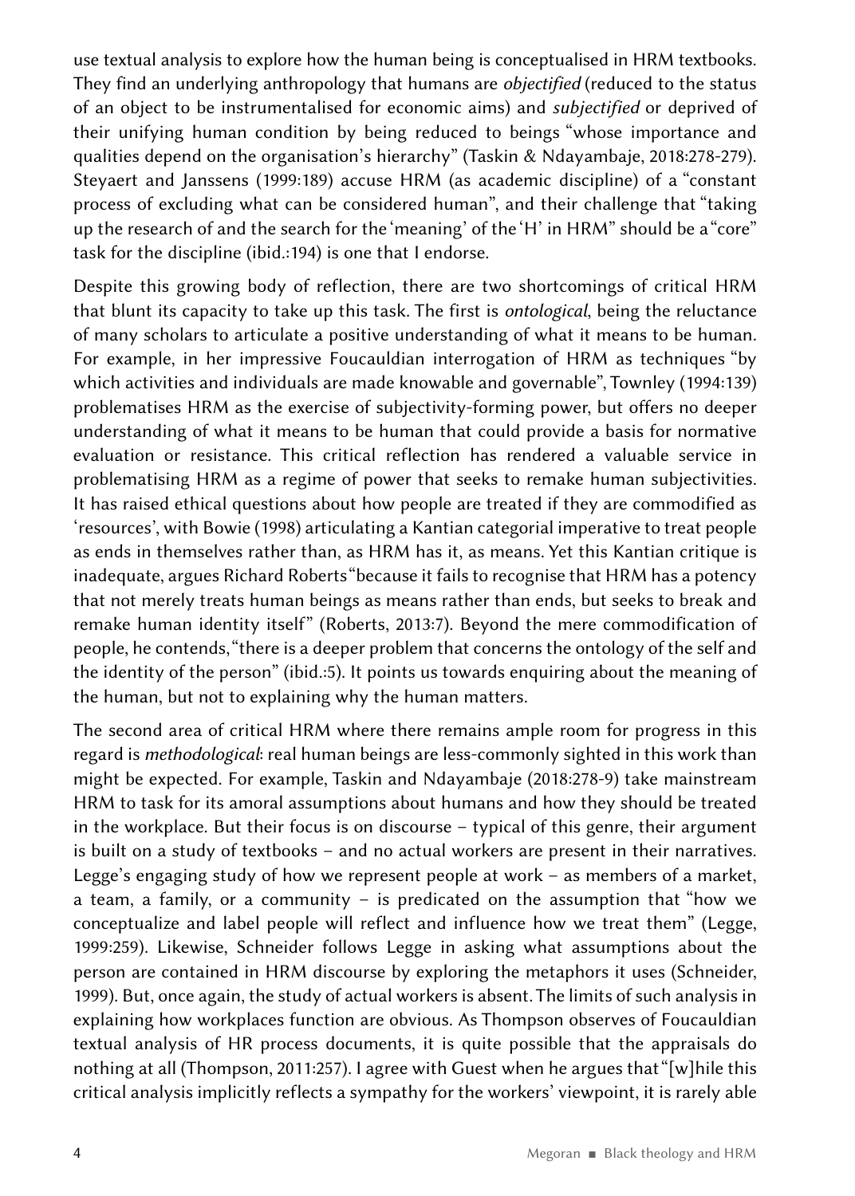use textual analysis to explore how the human being is conceptualised in HRM textbooks. They find an underlying anthropology that humans are *objectified* (reduced to the status of an object to be instrumentalised for economic aims) and *subjectified* or deprived of their unifying human condition by being reduced to beings "whose importance and qualities depend on the organisation's hierarchy" (Taskin & Ndayambaje, 2018:278-279). Steyaert and Janssens (1999:189) accuse HRM (as academic discipline) of a "constant process of excluding what can be considered human", and their challenge that "taking up the research of and the search for the 'meaning' of the 'H' in HRM" should be a "core" task for the discipline (ibid.:194) is one that I endorse.

Despite this growing body of reflection, there are two shortcomings of critical HRM that blunt its capacity to take up this task. The first is *ontological*, being the reluctance of many scholars to articulate a positive understanding of what it means to be human. For example, in her impressive Foucauldian interrogation of HRM as techniques "by which activities and individuals are made knowable and governable", Townley (1994:139) problematises HRM as the exercise of subjectivity-forming power, but offers no deeper understanding of what it means to be human that could provide a basis for normative evaluation or resistance. This critical reflection has rendered a valuable service in problematising HRM as a regime of power that seeks to remake human subjectivities. It has raised ethical questions about how people are treated if they are commodified as 'resources', with Bowie (1998) articulating a Kantian categorial imperative to treat people as ends in themselves rather than, as HRM has it, as means. Yet this Kantian critique is inadequate, argues Richard Roberts "because it fails to recognise that HRM has a potency that not merely treats human beings as means rather than ends, but seeks to break and remake human identity itself" (Roberts, 2013:7). Beyond the mere commodification of people, he contends, "there is a deeper problem that concerns the ontology of the self and the identity of the person" (ibid.:5). It points us towards enquiring about the meaning of the human, but not to explaining why the human matters.

The second area of critical HRM where there remains ample room for progress in this regard is *methodological*: real human beings are less-commonly sighted in this work than might be expected. For example, Taskin and Ndayambaje (2018:278-9) take mainstream HRM to task for its amoral assumptions about humans and how they should be treated in the workplace. But their focus is on discourse – typical of this genre, their argument is built on a study of textbooks – and no actual workers are present in their narratives. Legge's engaging study of how we represent people at work – as members of a market, a team, a family, or a community – is predicated on the assumption that "how we conceptualize and label people will reflect and influence how we treat them" (Legge, 1999:259). Likewise, Schneider follows Legge in asking what assumptions about the person are contained in HRM discourse by exploring the metaphors it uses (Schneider, 1999). But, once again, the study of actual workers is absent. The limits of such analysis in explaining how workplaces function are obvious. As Thompson observes of Foucauldian textual analysis of HR process documents, it is quite possible that the appraisals do nothing at all (Thompson, 2011:257). I agree with Guest when he argues that "[w]hile this critical analysis implicitly reflects a sympathy for the workers' viewpoint, it is rarely able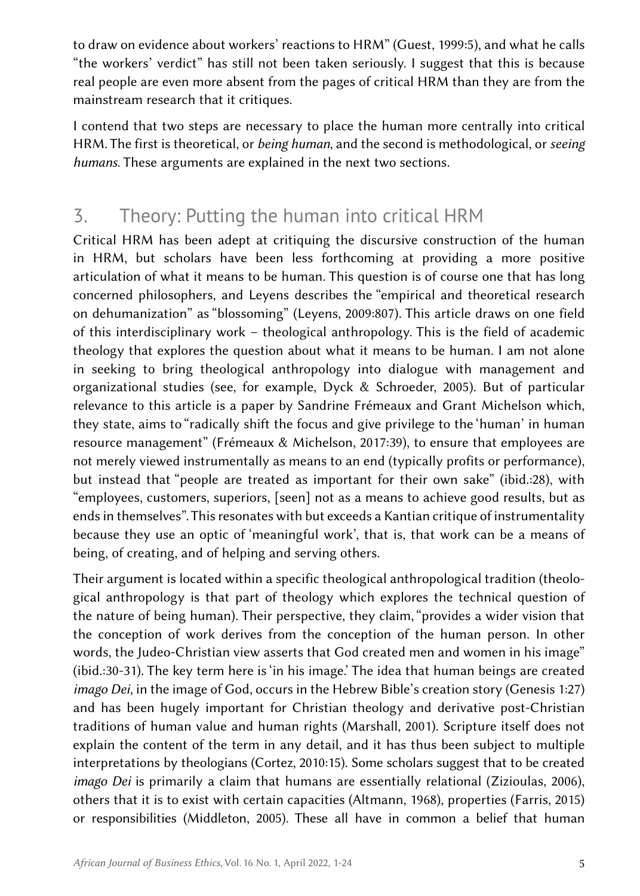to draw on evidence about workers' reactions to HRM" (Guest, 1999:5), and what he calls "the workers' verdict" has still not been taken seriously. I suggest that this is because real people are even more absent from the pages of critical HRM than they are from the mainstream research that it critiques.

I contend that two steps are necessary to place the human more centrally into critical HRM. The first is theoretical, or *being human*, and the second is methodological, or *seeing humans*. These arguments are explained in the next two sections.

## 3. Theory: Putting the human into critical HRM

Critical HRM has been adept at critiquing the discursive construction of the human in HRM, but scholars have been less forthcoming at providing a more positive articulation of what it means to be human. This question is of course one that has long concerned philosophers, and Leyens describes the "empirical and theoretical research on dehumanization" as "blossoming" (Leyens, 2009:807). This article draws on one field of this interdisciplinary work – theological anthropology. This is the field of academic theology that explores the question about what it means to be human. I am not alone in seeking to bring theological anthropology into dialogue with management and organizational studies (see, for example, Dyck & Schroeder, 2005). But of particular relevance to this article is a paper by Sandrine Frémeaux and Grant Michelson which, they state, aims to "radically shift the focus and give privilege to the 'human' in human resource management" (Frémeaux & Michelson, 2017:39), to ensure that employees are not merely viewed instrumentally as means to an end (typically profits or performance), but instead that "people are treated as important for their own sake" (ibid.:28), with "employees, customers, superiors, [seen] not as a means to achieve good results, but as ends in themselves". This resonates with but exceeds a Kantian critique of instrumentality because they use an optic of 'meaningful work', that is, that work can be a means of being, of creating, and of helping and serving others.

Their argument is located within a specific theological anthropological tradition (theological anthropology is that part of theology which explores the technical question of the nature of being human). Their perspective, they claim, "provides a wider vision that the conception of work derives from the conception of the human person. In other words, the Judeo-Christian view asserts that God created men and women in his image" (ibid.:30-31). The key term here is 'in his image.' The idea that human beings are created *imago Dei*, in the image of God, occurs in the Hebrew Bible's creation story (Genesis 1:27) and has been hugely important for Christian theology and derivative post-Christian traditions of human value and human rights (Marshall, 2001). Scripture itself does not explain the content of the term in any detail, and it has thus been subject to multiple interpretations by theologians (Cortez, 2010:15). Some scholars suggest that to be created *imago Dei* is primarily a claim that humans are essentially relational (Zizioulas, 2006), others that it is to exist with certain capacities (Altmann, 1968), properties (Farris, 2015) or responsibilities (Middleton, 2005). These all have in common a belief that human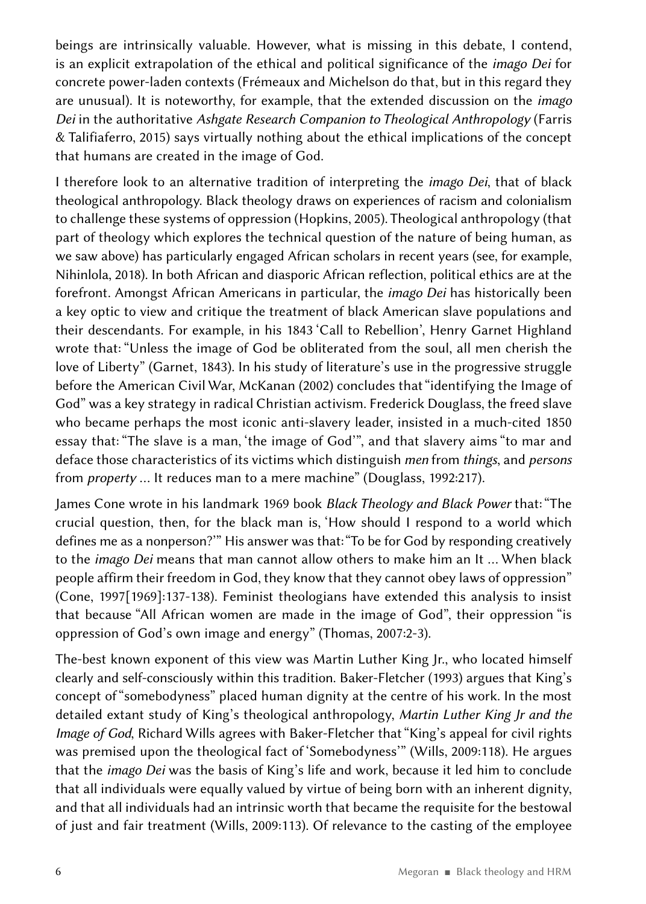beings are intrinsically valuable. However, what is missing in this debate, I contend, is an explicit extrapolation of the ethical and political significance of the *imago Dei* for concrete power-laden contexts (Frémeaux and Michelson do that, but in this regard they are unusual). It is noteworthy, for example, that the extended discussion on the *imago Dei* in the authoritative *Ashgate Research Companion to Theological Anthropology* (Farris & Talifiaferro, 2015) says virtually nothing about the ethical implications of the concept that humans are created in the image of God.

I therefore look to an alternative tradition of interpreting the *imago Dei*, that of black theological anthropology. Black theology draws on experiences of racism and colonialism to challenge these systems of oppression (Hopkins, 2005). Theological anthropology (that part of theology which explores the technical question of the nature of being human, as we saw above) has particularly engaged African scholars in recent years (see, for example, Nihinlola, 2018). In both African and diasporic African reflection, political ethics are at the forefront. Amongst African Americans in particular, the *imago Dei* has historically been a key optic to view and critique the treatment of black American slave populations and their descendants. For example, in his 1843 'Call to Rebellion', Henry Garnet Highland wrote that: "Unless the image of God be obliterated from the soul, all men cherish the love of Liberty" (Garnet, 1843). In his study of literature's use in the progressive struggle before the American Civil War, McKanan (2002) concludes that "identifying the Image of God" was a key strategy in radical Christian activism. Frederick Douglass, the freed slave who became perhaps the most iconic anti-slavery leader, insisted in a much-cited 1850 essay that: "The slave is a man, 'the image of God'", and that slavery aims "to mar and deface those characteristics of its victims which distinguish *men* from *things*, and *persons* from *property* … It reduces man to a mere machine" (Douglass, 1992:217).

James Cone wrote in his landmark 1969 book *Black Theology and Black Power* that: "The crucial question, then, for the black man is, 'How should I respond to a world which defines me as a nonperson?'" His answer was that: "To be for God by responding creatively to the *imago Dei* means that man cannot allow others to make him an It … When black people affirm their freedom in God, they know that they cannot obey laws of oppression" (Cone, 1997[1969]:137-138). Feminist theologians have extended this analysis to insist that because "All African women are made in the image of God", their oppression "is oppression of God's own image and energy" (Thomas, 2007:2-3).

The-best known exponent of this view was Martin Luther King Jr., who located himself clearly and self-consciously within this tradition. Baker-Fletcher (1993) argues that King's concept of "somebodyness" placed human dignity at the centre of his work. In the most detailed extant study of King's theological anthropology, *Martin Luther King Jr and the Image of God*, Richard Wills agrees with Baker-Fletcher that "King's appeal for civil rights was premised upon the theological fact of 'Somebodyness'" (Wills, 2009:118). He argues that the *imago Dei* was the basis of King's life and work, because it led him to conclude that all individuals were equally valued by virtue of being born with an inherent dignity, and that all individuals had an intrinsic worth that became the requisite for the bestowal of just and fair treatment (Wills, 2009:113). Of relevance to the casting of the employee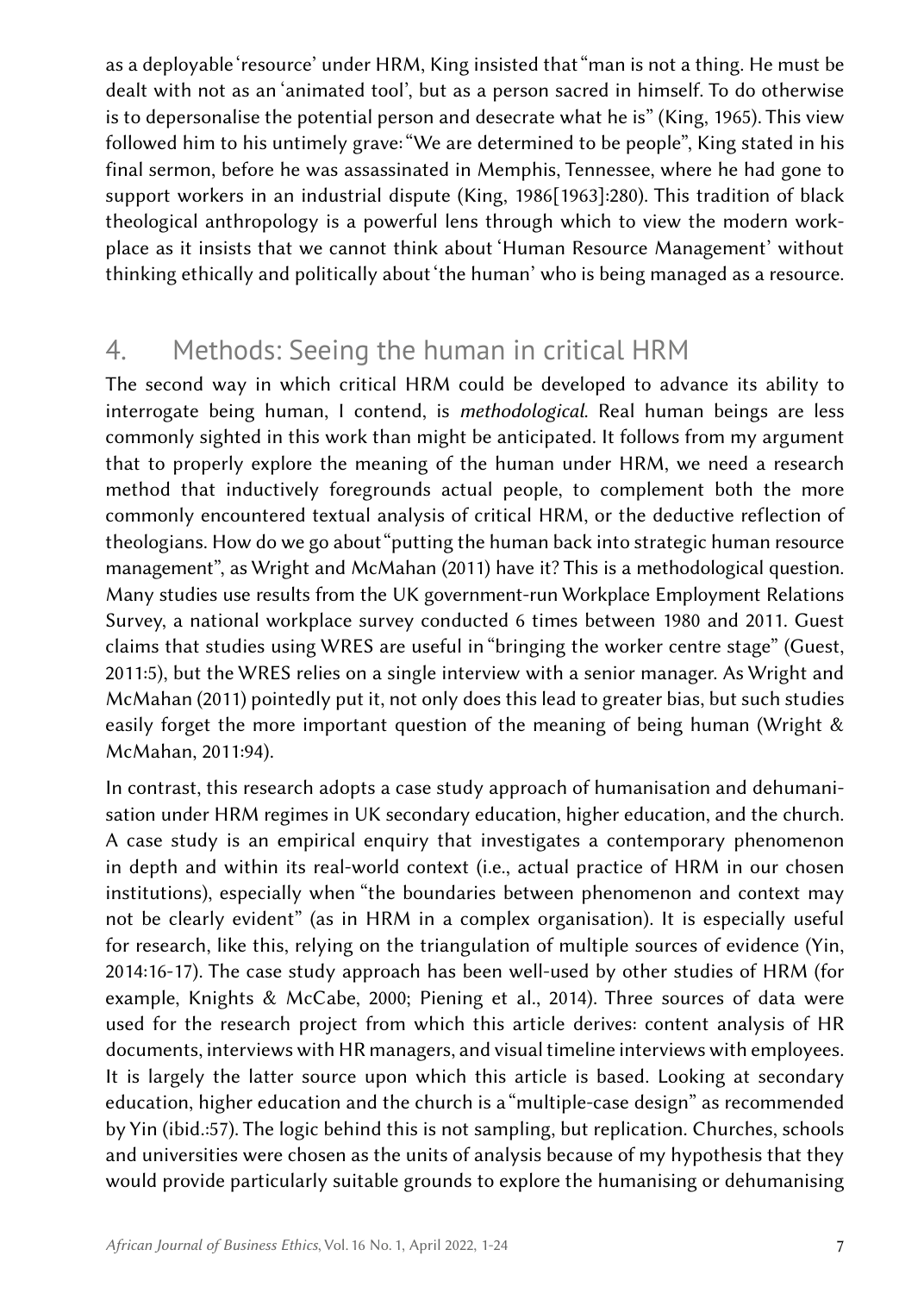as a deployable 'resource' under HRM, King insisted that "man is not a thing. He must be dealt with not as an 'animated tool', but as a person sacred in himself. To do otherwise is to depersonalise the potential person and desecrate what he is" (King, 1965). This view followed him to his untimely grave: "We are determined to be people", King stated in his final sermon, before he was assassinated in Memphis, Tennessee, where he had gone to support workers in an industrial dispute (King, 1986[1963]:280). This tradition of black theological anthropology is a powerful lens through which to view the modern workplace as it insists that we cannot think about 'Human Resource Management' without thinking ethically and politically about 'the human' who is being managed as a resource.

## 4. Methods: Seeing the human in critical HRM

The second way in which critical HRM could be developed to advance its ability to interrogate being human, I contend, is *methodological*. Real human beings are less commonly sighted in this work than might be anticipated. It follows from my argument that to properly explore the meaning of the human under HRM, we need a research method that inductively foregrounds actual people, to complement both the more commonly encountered textual analysis of critical HRM, or the deductive reflection of theologians. How do we go about "putting the human back into strategic human resource management", as Wright and McMahan (2011) have it? This is a methodological question. Many studies use results from the UK government-run Workplace Employment Relations Survey, a national workplace survey conducted 6 times between 1980 and 2011. Guest claims that studies using WRES are useful in "bringing the worker centre stage" (Guest, 2011:5), but the WRES relies on a single interview with a senior manager. As Wright and McMahan (2011) pointedly put it, not only does this lead to greater bias, but such studies easily forget the more important question of the meaning of being human (Wright & McMahan, 2011:94).

In contrast, this research adopts a case study approach of humanisation and dehumanisation under HRM regimes in UK secondary education, higher education, and the church. A case study is an empirical enquiry that investigates a contemporary phenomenon in depth and within its real-world context (i.e., actual practice of HRM in our chosen institutions), especially when "the boundaries between phenomenon and context may not be clearly evident" (as in HRM in a complex organisation). It is especially useful for research, like this, relying on the triangulation of multiple sources of evidence (Yin, 2014:16-17). The case study approach has been well-used by other studies of HRM (for example, Knights & McCabe, 2000; Piening et al., 2014). Three sources of data were used for the research project from which this article derives: content analysis of HR documents, interviews with HR managers, and visual timeline interviews with employees. It is largely the latter source upon which this article is based. Looking at secondary education, higher education and the church is a "multiple-case design" as recommended by Yin (ibid.:57). The logic behind this is not sampling, but replication. Churches, schools and universities were chosen as the units of analysis because of my hypothesis that they would provide particularly suitable grounds to explore the humanising or dehumanising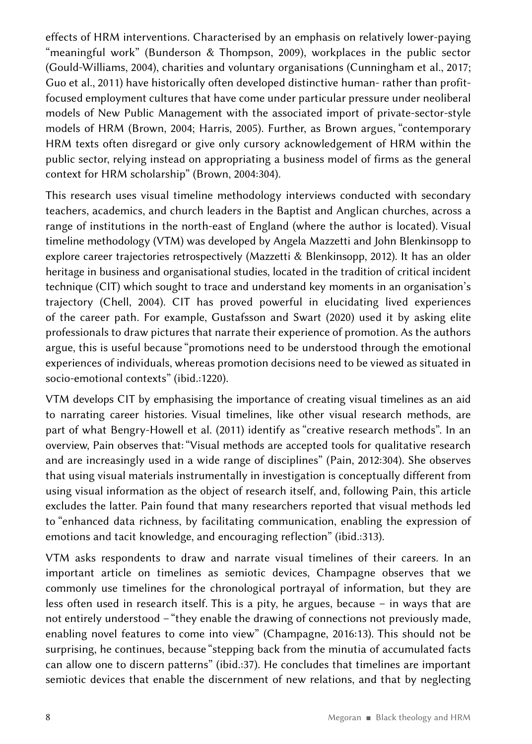effects of HRM interventions. Characterised by an emphasis on relatively lower-paying "meaningful work" (Bunderson & Thompson, 2009), workplaces in the public sector (Gould-Williams, 2004), charities and voluntary organisations (Cunningham et al., 2017; Guo et al., 2011) have historically often developed distinctive human- rather than profit-focused employment cultures that have come under particular pressure under neoliberal models of New Public Management with the associated import of private-sector-style models of HRM (Brown, 2004; Harris, 2005). Further, as Brown argues, "contemporary HRM texts often disregard or give only cursory acknowledgement of HRM within the public sector, relying instead on appropriating a business model of firms as the general context for HRM scholarship" (Brown, 2004:304).

This research uses visual timeline methodology interviews conducted with secondary teachers, academics, and church leaders in the Baptist and Anglican churches, across a range of institutions in the north-east of England (where the author is located). Visual timeline methodology (VTM) was developed by Angela Mazzetti and John Blenkinsopp to explore career trajectories retrospectively (Mazzetti & Blenkinsopp, 2012). It has an older heritage in business and organisational studies, located in the tradition of critical incident technique (CIT) which sought to trace and understand key moments in an organisation's trajectory (Chell, 2004). CIT has proved powerful in elucidating lived experiences of the career path. For example, Gustafsson and Swart (2020) used it by asking elite professionals to draw pictures that narrate their experience of promotion. As the authors argue, this is useful because "promotions need to be understood through the emotional experiences of individuals, whereas promotion decisions need to be viewed as situated in socio-emotional contexts" (ibid.:1220).

VTM develops CIT by emphasising the importance of creating visual timelines as an aid to narrating career histories. Visual timelines, like other visual research methods, are part of what Bengry-Howell et al. (2011) identify as "creative research methods". In an overview, Pain observes that: "Visual methods are accepted tools for qualitative research and are increasingly used in a wide range of disciplines" (Pain, 2012:304). She observes that using visual materials instrumentally in investigation is conceptually different from using visual information as the object of research itself, and, following Pain, this article excludes the latter. Pain found that many researchers reported that visual methods led to "enhanced data richness, by facilitating communication, enabling the expression of emotions and tacit knowledge, and encouraging reflection" (ibid.:313).

VTM asks respondents to draw and narrate visual timelines of their careers. In an important article on timelines as semiotic devices, Champagne observes that we commonly use timelines for the chronological portrayal of information, but they are less often used in research itself. This is a pity, he argues, because – in ways that are not entirely understood – "they enable the drawing of connections not previously made, enabling novel features to come into view" (Champagne, 2016:13). This should not be surprising, he continues, because "stepping back from the minutia of accumulated facts can allow one to discern patterns" (ibid.:37). He concludes that timelines are important semiotic devices that enable the discernment of new relations, and that by neglecting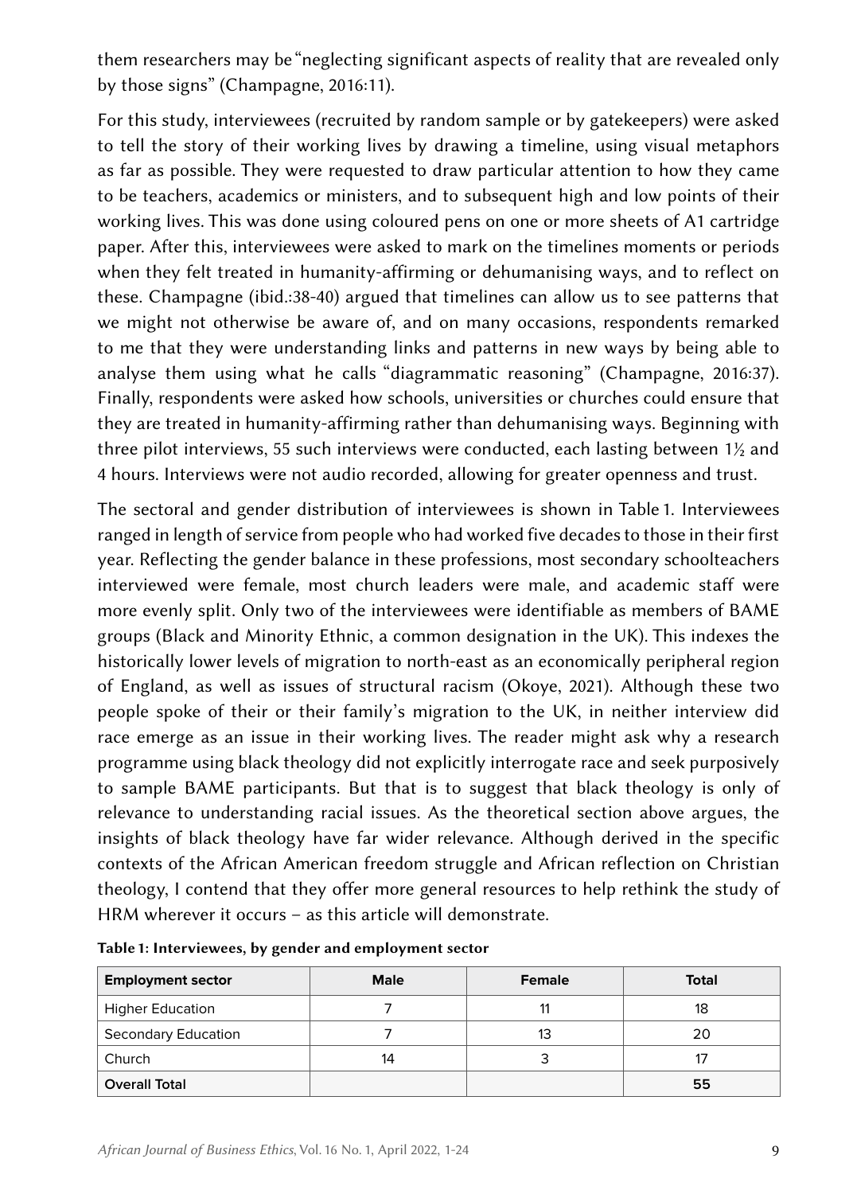them researchers may be "neglecting significant aspects of reality that are revealed only by those signs" (Champagne, 2016:11).

For this study, interviewees (recruited by random sample or by gatekeepers) were asked to tell the story of their working lives by drawing a timeline, using visual metaphors as far as possible. They were requested to draw particular attention to how they came to be teachers, academics or ministers, and to subsequent high and low points of their working lives. This was done using coloured pens on one or more sheets of A1 cartridge paper. After this, interviewees were asked to mark on the timelines moments or periods when they felt treated in humanity-affirming or dehumanising ways, and to reflect on these. Champagne (ibid.:38-40) argued that timelines can allow us to see patterns that we might not otherwise be aware of, and on many occasions, respondents remarked to me that they were understanding links and patterns in new ways by being able to analyse them using what he calls "diagrammatic reasoning" (Champagne, 2016:37). Finally, respondents were asked how schools, universities or churches could ensure that they are treated in humanity-affirming rather than dehumanising ways. Beginning with three pilot interviews, 55 such interviews were conducted, each lasting between 1½ and 4 hours. Interviews were not audio recorded, allowing for greater openness and trust.

The sectoral and gender distribution of interviewees is shown in Table 1. Interviewees ranged in length of service from people who had worked five decades to those in their first year. Reflecting the gender balance in these professions, most secondary schoolteachers interviewed were female, most church leaders were male, and academic staff were more evenly split. Only two of the interviewees were identifiable as members of BAME groups (Black and Minority Ethnic, a common designation in the UK). This indexes the historically lower levels of migration to north-east as an economically peripheral region of England, as well as issues of structural racism (Okoye, 2021). Although these two people spoke of their or their family's migration to the UK, in neither interview did race emerge as an issue in their working lives. The reader might ask why a research programme using black theology did not explicitly interrogate race and seek purposively to sample BAME participants. But that is to suggest that black theology is only of relevance to understanding racial issues. As the theoretical section above argues, the insights of black theology have far wider relevance. Although derived in the specific contexts of the African American freedom struggle and African reflection on Christian theology, I contend that they offer more general resources to help rethink the study of HRM wherever it occurs – as this article will demonstrate.

**Table 1: Interviewees, by gender and employment sector**

| Employment sector | Male | Female | Total |
|---|---|---|---|
| Higher Education | 7 | 11 | 18 |
| Secondary Education | 7 | 13 | 20 |
| Church | 14 | 3 | 17 |
| **Overall Total** | | | **55** |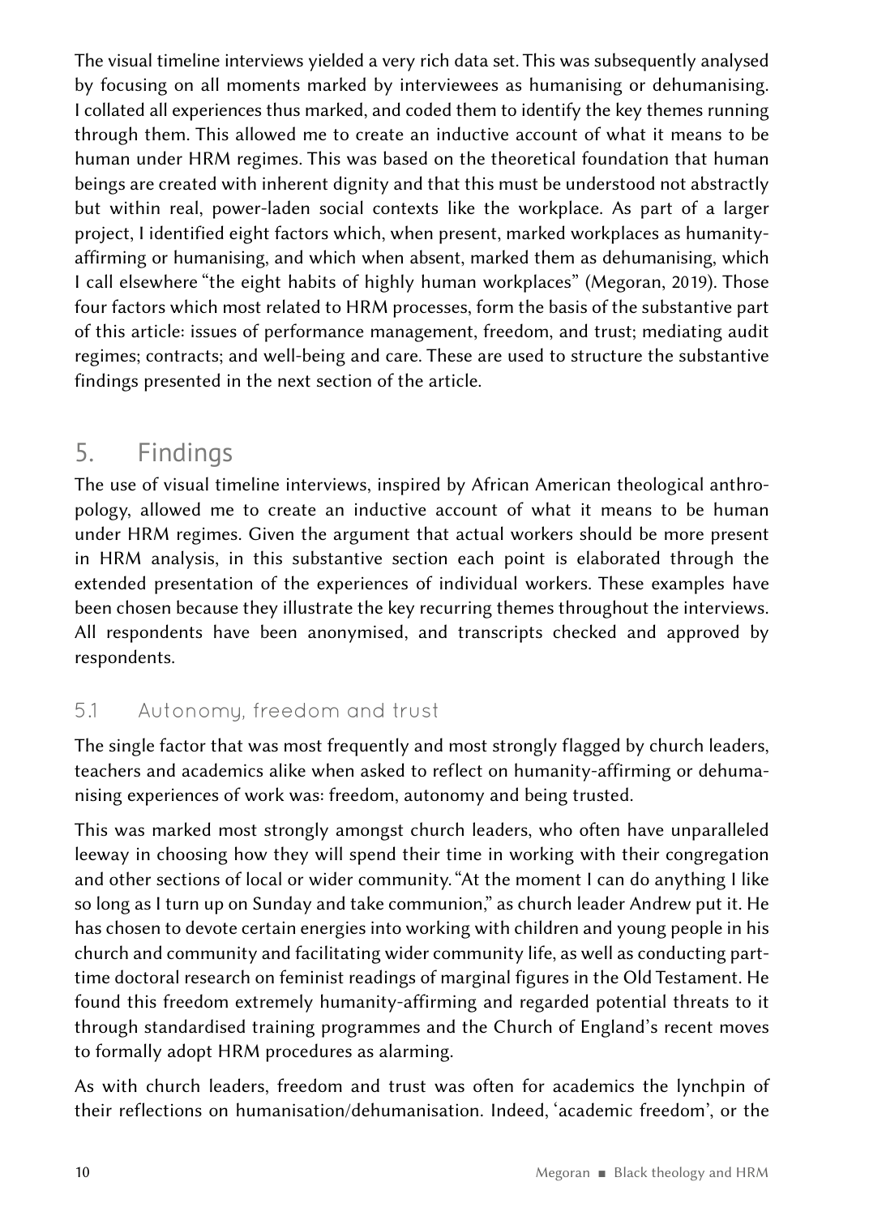The visual timeline interviews yielded a very rich data set. This was subsequently analysed by focusing on all moments marked by interviewees as humanising or dehumanising. I collated all experiences thus marked, and coded them to identify the key themes running through them. This allowed me to create an inductive account of what it means to be human under HRM regimes. This was based on the theoretical foundation that human beings are created with inherent dignity and that this must be understood not abstractly but within real, power-laden social contexts like the workplace. As part of a larger project, I identified eight factors which, when present, marked workplaces as humanity-affirming or humanising, and which when absent, marked them as dehumanising, which I call elsewhere "the eight habits of highly human workplaces" (Megoran, 2019). Those four factors which most related to HRM processes, form the basis of the substantive part of this article: issues of performance management, freedom, and trust; mediating audit regimes; contracts; and well-being and care. These are used to structure the substantive findings presented in the next section of the article.

## 5. Findings

The use of visual timeline interviews, inspired by African American theological anthropology, allowed me to create an inductive account of what it means to be human under HRM regimes. Given the argument that actual workers should be more present in HRM analysis, in this substantive section each point is elaborated through the extended presentation of the experiences of individual workers. These examples have been chosen because they illustrate the key recurring themes throughout the interviews. All respondents have been anonymised, and transcripts checked and approved by respondents.

### 5.1 Autonomy, freedom and trust

The single factor that was most frequently and most strongly flagged by church leaders, teachers and academics alike when asked to reflect on humanity-affirming or dehumanising experiences of work was: freedom, autonomy and being trusted.

This was marked most strongly amongst church leaders, who often have unparalleled leeway in choosing how they will spend their time in working with their congregation and other sections of local or wider community. "At the moment I can do anything I like so long as I turn up on Sunday and take communion," as church leader Andrew put it. He has chosen to devote certain energies into working with children and young people in his church and community and facilitating wider community life, as well as conducting part-time doctoral research on feminist readings of marginal figures in the Old Testament. He found this freedom extremely humanity-affirming and regarded potential threats to it through standardised training programmes and the Church of England's recent moves to formally adopt HRM procedures as alarming.

As with church leaders, freedom and trust was often for academics the lynchpin of their reflections on humanisation/dehumanisation. Indeed, 'academic freedom', or the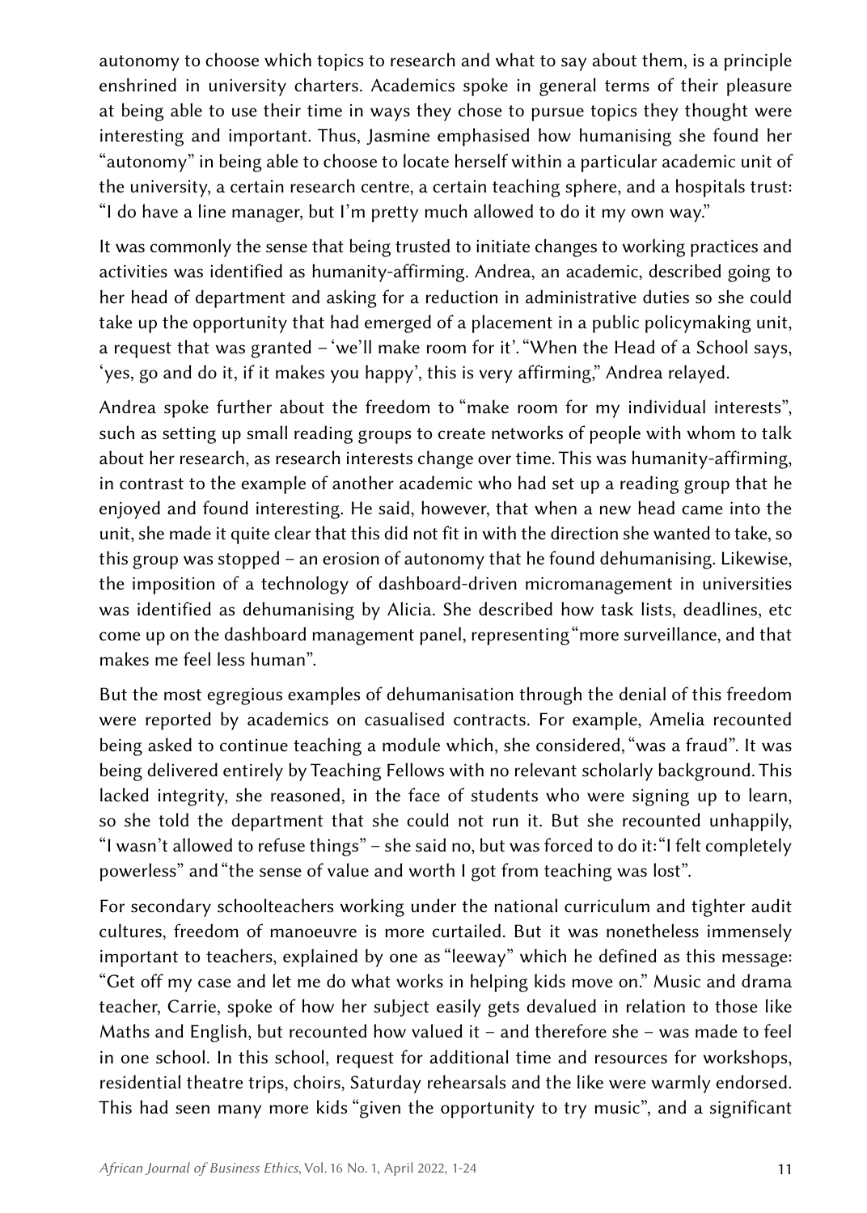autonomy to choose which topics to research and what to say about them, is a principle enshrined in university charters. Academics spoke in general terms of their pleasure at being able to use their time in ways they chose to pursue topics they thought were interesting and important. Thus, Jasmine emphasised how humanising she found her "autonomy" in being able to choose to locate herself within a particular academic unit of the university, a certain research centre, a certain teaching sphere, and a hospitals trust: "I do have a line manager, but I'm pretty much allowed to do it my own way."

It was commonly the sense that being trusted to initiate changes to working practices and activities was identified as humanity-affirming. Andrea, an academic, described going to her head of department and asking for a reduction in administrative duties so she could take up the opportunity that had emerged of a placement in a public policymaking unit, a request that was granted – 'we'll make room for it'. "When the Head of a School says, 'yes, go and do it, if it makes you happy', this is very affirming," Andrea relayed.

Andrea spoke further about the freedom to "make room for my individual interests", such as setting up small reading groups to create networks of people with whom to talk about her research, as research interests change over time. This was humanity-affirming, in contrast to the example of another academic who had set up a reading group that he enjoyed and found interesting. He said, however, that when a new head came into the unit, she made it quite clear that this did not fit in with the direction she wanted to take, so this group was stopped – an erosion of autonomy that he found dehumanising. Likewise, the imposition of a technology of dashboard-driven micromanagement in universities was identified as dehumanising by Alicia. She described how task lists, deadlines, etc come up on the dashboard management panel, representing "more surveillance, and that makes me feel less human".

But the most egregious examples of dehumanisation through the denial of this freedom were reported by academics on casualised contracts. For example, Amelia recounted being asked to continue teaching a module which, she considered, "was a fraud". It was being delivered entirely by Teaching Fellows with no relevant scholarly background. This lacked integrity, she reasoned, in the face of students who were signing up to learn, so she told the department that she could not run it. But she recounted unhappily, "I wasn't allowed to refuse things" – she said no, but was forced to do it: "I felt completely powerless" and "the sense of value and worth I got from teaching was lost".

For secondary schoolteachers working under the national curriculum and tighter audit cultures, freedom of manoeuvre is more curtailed. But it was nonetheless immensely important to teachers, explained by one as "leeway" which he defined as this message: "Get off my case and let me do what works in helping kids move on." Music and drama teacher, Carrie, spoke of how her subject easily gets devalued in relation to those like Maths and English, but recounted how valued it – and therefore she – was made to feel in one school. In this school, request for additional time and resources for workshops, residential theatre trips, choirs, Saturday rehearsals and the like were warmly endorsed. This had seen many more kids "given the opportunity to try music", and a significant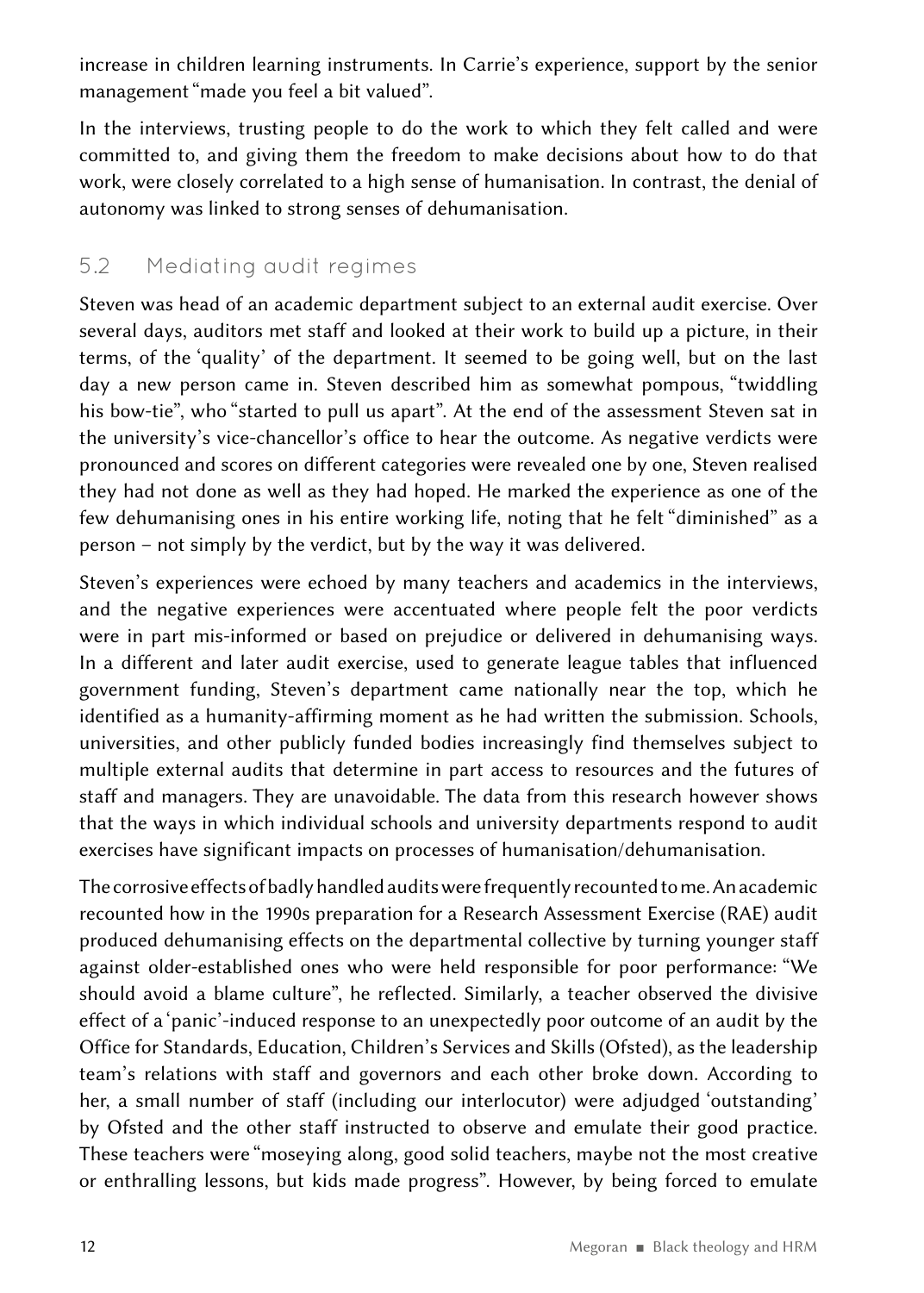increase in children learning instruments. In Carrie's experience, support by the senior management "made you feel a bit valued".

In the interviews, trusting people to do the work to which they felt called and were committed to, and giving them the freedom to make decisions about how to do that work, were closely correlated to a high sense of humanisation. In contrast, the denial of autonomy was linked to strong senses of dehumanisation.

## 5.2 Mediating audit regimes

Steven was head of an academic department subject to an external audit exercise. Over several days, auditors met staff and looked at their work to build up a picture, in their terms, of the 'quality' of the department. It seemed to be going well, but on the last day a new person came in. Steven described him as somewhat pompous, "twiddling his bow-tie", who "started to pull us apart". At the end of the assessment Steven sat in the university's vice-chancellor's office to hear the outcome. As negative verdicts were pronounced and scores on different categories were revealed one by one, Steven realised they had not done as well as they had hoped. He marked the experience as one of the few dehumanising ones in his entire working life, noting that he felt "diminished" as a person – not simply by the verdict, but by the way it was delivered.

Steven's experiences were echoed by many teachers and academics in the interviews, and the negative experiences were accentuated where people felt the poor verdicts were in part mis-informed or based on prejudice or delivered in dehumanising ways. In a different and later audit exercise, used to generate league tables that influenced government funding, Steven's department came nationally near the top, which he identified as a humanity-affirming moment as he had written the submission. Schools, universities, and other publicly funded bodies increasingly find themselves subject to multiple external audits that determine in part access to resources and the futures of staff and managers. They are unavoidable. The data from this research however shows that the ways in which individual schools and university departments respond to audit exercises have significant impacts on processes of humanisation/dehumanisation.

The corrosive effects of badly handled audits were frequently recounted to me. An academic recounted how in the 1990s preparation for a Research Assessment Exercise (RAE) audit produced dehumanising effects on the departmental collective by turning younger staff against older-established ones who were held responsible for poor performance: "We should avoid a blame culture", he reflected. Similarly, a teacher observed the divisive effect of a 'panic'-induced response to an unexpectedly poor outcome of an audit by the Office for Standards, Education, Children's Services and Skills (Ofsted), as the leadership team's relations with staff and governors and each other broke down. According to her, a small number of staff (including our interlocutor) were adjudged 'outstanding' by Ofsted and the other staff instructed to observe and emulate their good practice. These teachers were "moseying along, good solid teachers, maybe not the most creative or enthralling lessons, but kids made progress". However, by being forced to emulate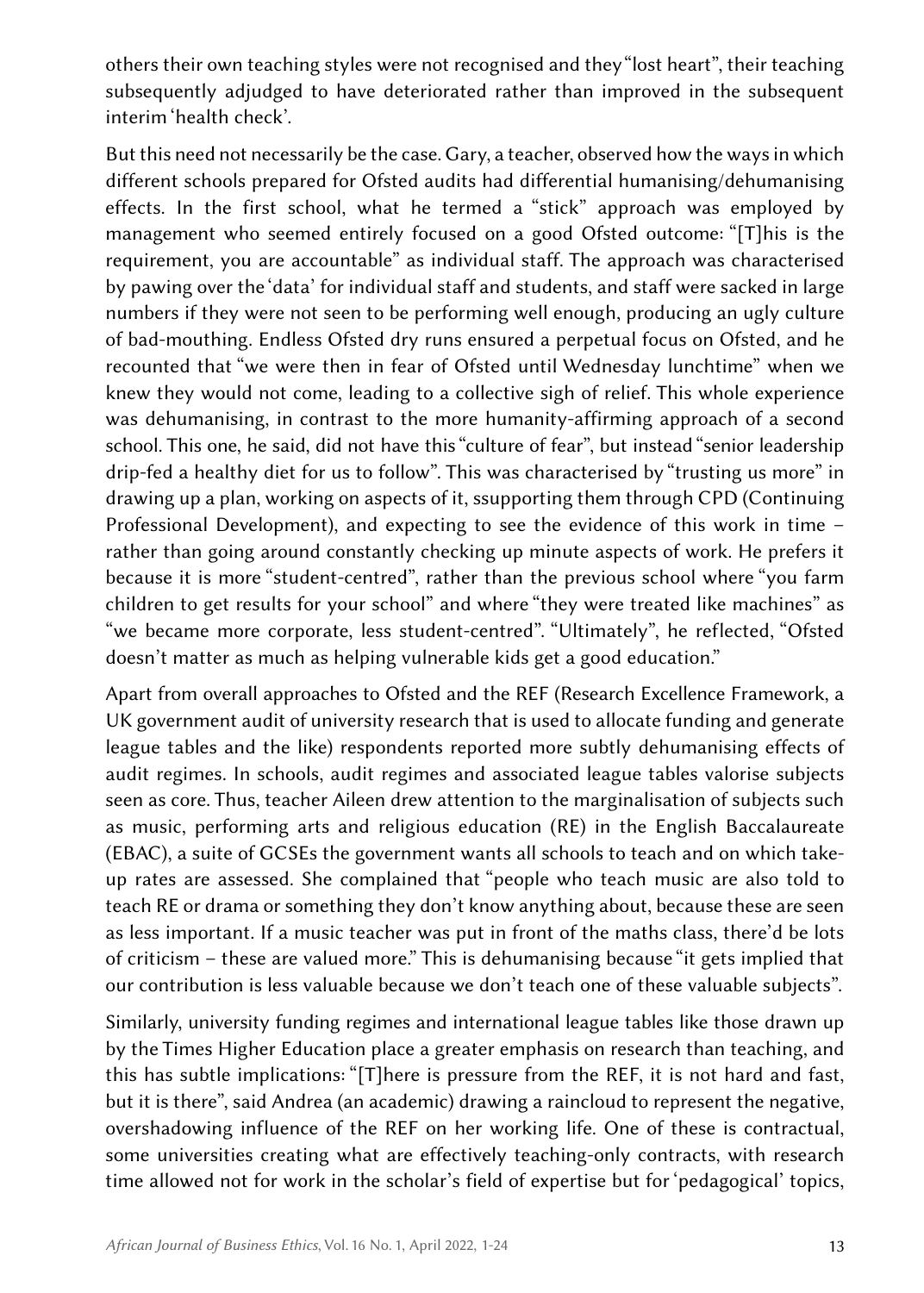others their own teaching styles were not recognised and they "lost heart", their teaching subsequently adjudged to have deteriorated rather than improved in the subsequent interim 'health check'.

But this need not necessarily be the case. Gary, a teacher, observed how the ways in which different schools prepared for Ofsted audits had differential humanising/dehumanising effects. In the first school, what he termed a "stick" approach was employed by management who seemed entirely focused on a good Ofsted outcome: "[T]his is the requirement, you are accountable" as individual staff. The approach was characterised by pawing over the 'data' for individual staff and students, and staff were sacked in large numbers if they were not seen to be performing well enough, producing an ugly culture of bad-mouthing. Endless Ofsted dry runs ensured a perpetual focus on Ofsted, and he recounted that "we were then in fear of Ofsted until Wednesday lunchtime" when we knew they would not come, leading to a collective sigh of relief. This whole experience was dehumanising, in contrast to the more humanity-affirming approach of a second school. This one, he said, did not have this "culture of fear", but instead "senior leadership drip-fed a healthy diet for us to follow". This was characterised by "trusting us more" in drawing up a plan, working on aspects of it, ssupporting them through CPD (Continuing Professional Development), and expecting to see the evidence of this work in time – rather than going around constantly checking up minute aspects of work. He prefers it because it is more "student-centred", rather than the previous school where "you farm children to get results for your school" and where "they were treated like machines" as "we became more corporate, less student-centred". "Ultimately", he reflected, "Ofsted doesn't matter as much as helping vulnerable kids get a good education."

Apart from overall approaches to Ofsted and the REF (Research Excellence Framework, a UK government audit of university research that is used to allocate funding and generate league tables and the like) respondents reported more subtly dehumanising effects of audit regimes. In schools, audit regimes and associated league tables valorise subjects seen as core. Thus, teacher Aileen drew attention to the marginalisation of subjects such as music, performing arts and religious education (RE) in the English Baccalaureate (EBAC), a suite of GCSEs the government wants all schools to teach and on which take-up rates are assessed. She complained that "people who teach music are also told to teach RE or drama or something they don't know anything about, because these are seen as less important. If a music teacher was put in front of the maths class, there'd be lots of criticism – these are valued more." This is dehumanising because "it gets implied that our contribution is less valuable because we don't teach one of these valuable subjects".

Similarly, university funding regimes and international league tables like those drawn up by the Times Higher Education place a greater emphasis on research than teaching, and this has subtle implications: "[T]here is pressure from the REF, it is not hard and fast, but it is there", said Andrea (an academic) drawing a raincloud to represent the negative, overshadowing influence of the REF on her working life. One of these is contractual, some universities creating what are effectively teaching-only contracts, with research time allowed not for work in the scholar's field of expertise but for 'pedagogical' topics,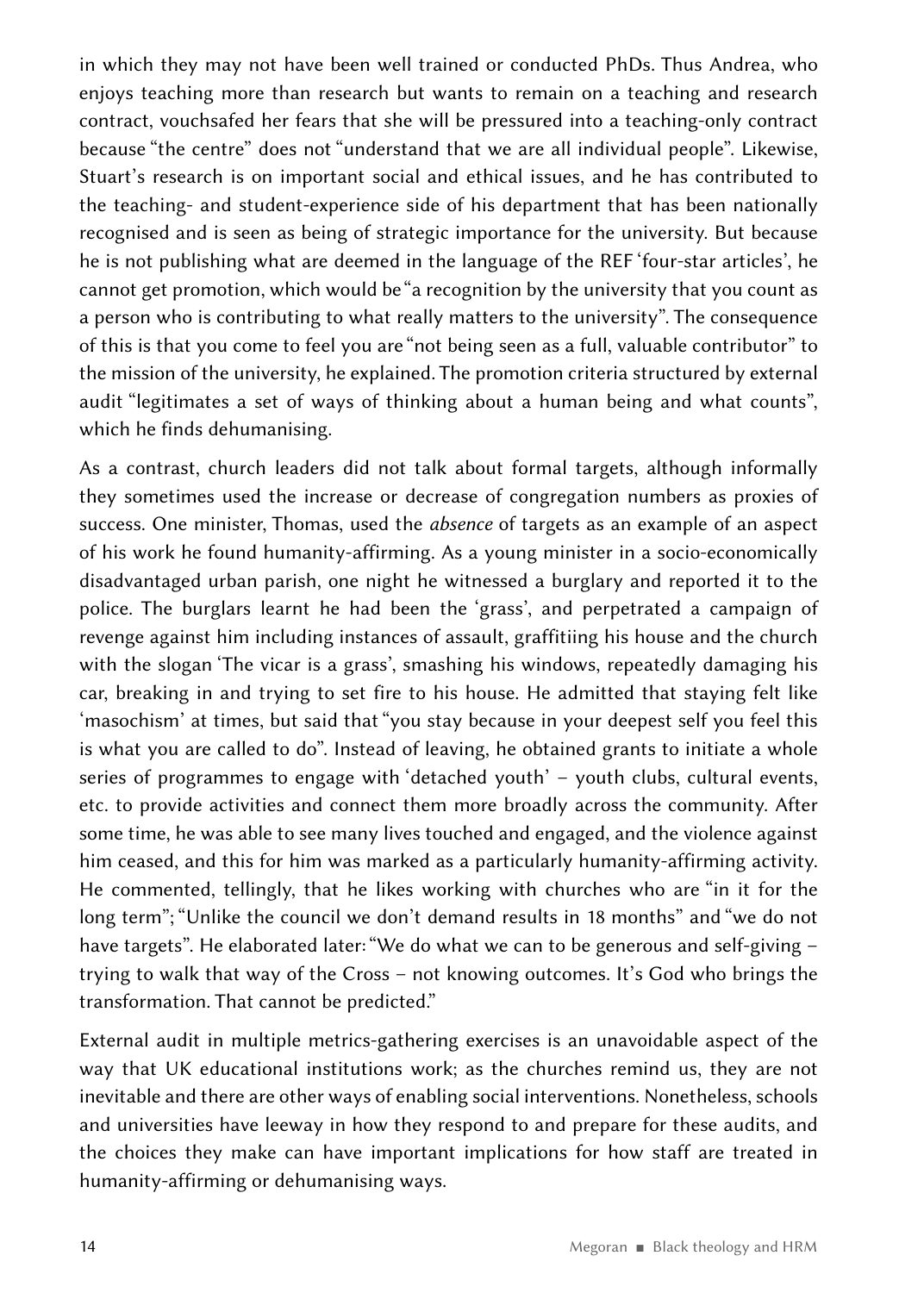in which they may not have been well trained or conducted PhDs. Thus Andrea, who enjoys teaching more than research but wants to remain on a teaching and research contract, vouchsafed her fears that she will be pressured into a teaching-only contract because "the centre" does not "understand that we are all individual people". Likewise, Stuart's research is on important social and ethical issues, and he has contributed to the teaching- and student-experience side of his department that has been nationally recognised and is seen as being of strategic importance for the university. But because he is not publishing what are deemed in the language of the REF 'four-star articles', he cannot get promotion, which would be "a recognition by the university that you count as a person who is contributing to what really matters to the university". The consequence of this is that you come to feel you are "not being seen as a full, valuable contributor" to the mission of the university, he explained. The promotion criteria structured by external audit "legitimates a set of ways of thinking about a human being and what counts", which he finds dehumanising.

As a contrast, church leaders did not talk about formal targets, although informally they sometimes used the increase or decrease of congregation numbers as proxies of success. One minister, Thomas, used the *absence* of targets as an example of an aspect of his work he found humanity-affirming. As a young minister in a socio-economically disadvantaged urban parish, one night he witnessed a burglary and reported it to the police. The burglars learnt he had been the 'grass', and perpetrated a campaign of revenge against him including instances of assault, graffitiing his house and the church with the slogan 'The vicar is a grass', smashing his windows, repeatedly damaging his car, breaking in and trying to set fire to his house. He admitted that staying felt like 'masochism' at times, but said that "you stay because in your deepest self you feel this is what you are called to do". Instead of leaving, he obtained grants to initiate a whole series of programmes to engage with 'detached youth' – youth clubs, cultural events, etc. to provide activities and connect them more broadly across the community. After some time, he was able to see many lives touched and engaged, and the violence against him ceased, and this for him was marked as a particularly humanity-affirming activity. He commented, tellingly, that he likes working with churches who are "in it for the long term"; "Unlike the council we don't demand results in 18 months" and "we do not have targets". He elaborated later: "We do what we can to be generous and self-giving – trying to walk that way of the Cross – not knowing outcomes. It's God who brings the transformation. That cannot be predicted."

External audit in multiple metrics-gathering exercises is an unavoidable aspect of the way that UK educational institutions work; as the churches remind us, they are not inevitable and there are other ways of enabling social interventions. Nonetheless, schools and universities have leeway in how they respond to and prepare for these audits, and the choices they make can have important implications for how staff are treated in humanity-affirming or dehumanising ways.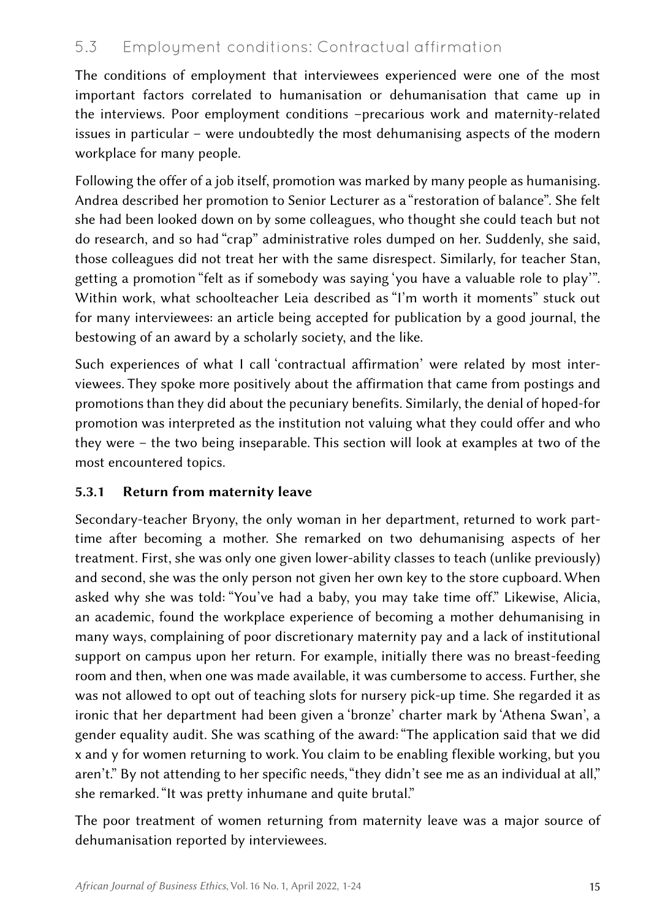## 5.3 Employment conditions: Contractual affirmation

The conditions of employment that interviewees experienced were one of the most important factors correlated to humanisation or dehumanisation that came up in the interviews. Poor employment conditions –precarious work and maternity-related issues in particular – were undoubtedly the most dehumanising aspects of the modern workplace for many people.

Following the offer of a job itself, promotion was marked by many people as humanising. Andrea described her promotion to Senior Lecturer as a "restoration of balance". She felt she had been looked down on by some colleagues, who thought she could teach but not do research, and so had "crap" administrative roles dumped on her. Suddenly, she said, those colleagues did not treat her with the same disrespect. Similarly, for teacher Stan, getting a promotion "felt as if somebody was saying 'you have a valuable role to play'". Within work, what schoolteacher Leia described as "I'm worth it moments" stuck out for many interviewees: an article being accepted for publication by a good journal, the bestowing of an award by a scholarly society, and the like.

Such experiences of what I call 'contractual affirmation' were related by most interviewees. They spoke more positively about the affirmation that came from postings and promotions than they did about the pecuniary benefits. Similarly, the denial of hoped-for promotion was interpreted as the institution not valuing what they could offer and who they were – the two being inseparable. This section will look at examples at two of the most encountered topics.

### 5.3.1 Return from maternity leave

Secondary-teacher Bryony, the only woman in her department, returned to work part-time after becoming a mother. She remarked on two dehumanising aspects of her treatment. First, she was only one given lower-ability classes to teach (unlike previously) and second, she was the only person not given her own key to the store cupboard. When asked why she was told: "You've had a baby, you may take time off." Likewise, Alicia, an academic, found the workplace experience of becoming a mother dehumanising in many ways, complaining of poor discretionary maternity pay and a lack of institutional support on campus upon her return. For example, initially there was no breast-feeding room and then, when one was made available, it was cumbersome to access. Further, she was not allowed to opt out of teaching slots for nursery pick-up time. She regarded it as ironic that her department had been given a 'bronze' charter mark by 'Athena Swan', a gender equality audit. She was scathing of the award: "The application said that we did x and y for women returning to work. You claim to be enabling flexible working, but you aren't." By not attending to her specific needs, "they didn't see me as an individual at all," she remarked. "It was pretty inhumane and quite brutal."

The poor treatment of women returning from maternity leave was a major source of dehumanisation reported by interviewees.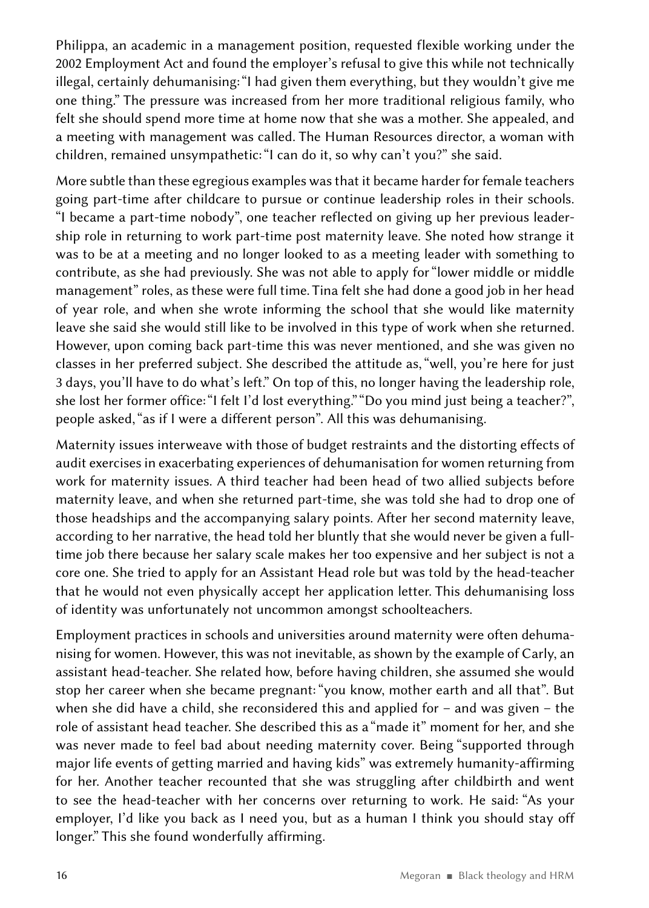Philippa, an academic in a management position, requested flexible working under the 2002 Employment Act and found the employer's refusal to give this while not technically illegal, certainly dehumanising: "I had given them everything, but they wouldn't give me one thing." The pressure was increased from her more traditional religious family, who felt she should spend more time at home now that she was a mother. She appealed, and a meeting with management was called. The Human Resources director, a woman with children, remained unsympathetic: "I can do it, so why can't you?" she said.

More subtle than these egregious examples was that it became harder for female teachers going part-time after childcare to pursue or continue leadership roles in their schools. "I became a part-time nobody", one teacher reflected on giving up her previous leadership role in returning to work part-time post maternity leave. She noted how strange it was to be at a meeting and no longer looked to as a meeting leader with something to contribute, as she had previously. She was not able to apply for "lower middle or middle management" roles, as these were full time. Tina felt she had done a good job in her head of year role, and when she wrote informing the school that she would like maternity leave she said she would still like to be involved in this type of work when she returned. However, upon coming back part-time this was never mentioned, and she was given no classes in her preferred subject. She described the attitude as, "well, you're here for just 3 days, you'll have to do what's left." On top of this, no longer having the leadership role, she lost her former office: "I felt I'd lost everything." "Do you mind just being a teacher?", people asked, "as if I were a different person". All this was dehumanising.

Maternity issues interweave with those of budget restraints and the distorting effects of audit exercises in exacerbating experiences of dehumanisation for women returning from work for maternity issues. A third teacher had been head of two allied subjects before maternity leave, and when she returned part-time, she was told she had to drop one of those headships and the accompanying salary points. After her second maternity leave, according to her narrative, the head told her bluntly that she would never be given a full-time job there because her salary scale makes her too expensive and her subject is not a core one. She tried to apply for an Assistant Head role but was told by the head-teacher that he would not even physically accept her application letter. This dehumanising loss of identity was unfortunately not uncommon amongst schoolteachers.

Employment practices in schools and universities around maternity were often dehumanising for women. However, this was not inevitable, as shown by the example of Carly, an assistant head-teacher. She related how, before having children, she assumed she would stop her career when she became pregnant: "you know, mother earth and all that". But when she did have a child, she reconsidered this and applied for – and was given – the role of assistant head teacher. She described this as a "made it" moment for her, and she was never made to feel bad about needing maternity cover. Being "supported through major life events of getting married and having kids" was extremely humanity-affirming for her. Another teacher recounted that she was struggling after childbirth and went to see the head-teacher with her concerns over returning to work. He said: "As your employer, I'd like you back as I need you, but as a human I think you should stay off longer." This she found wonderfully affirming.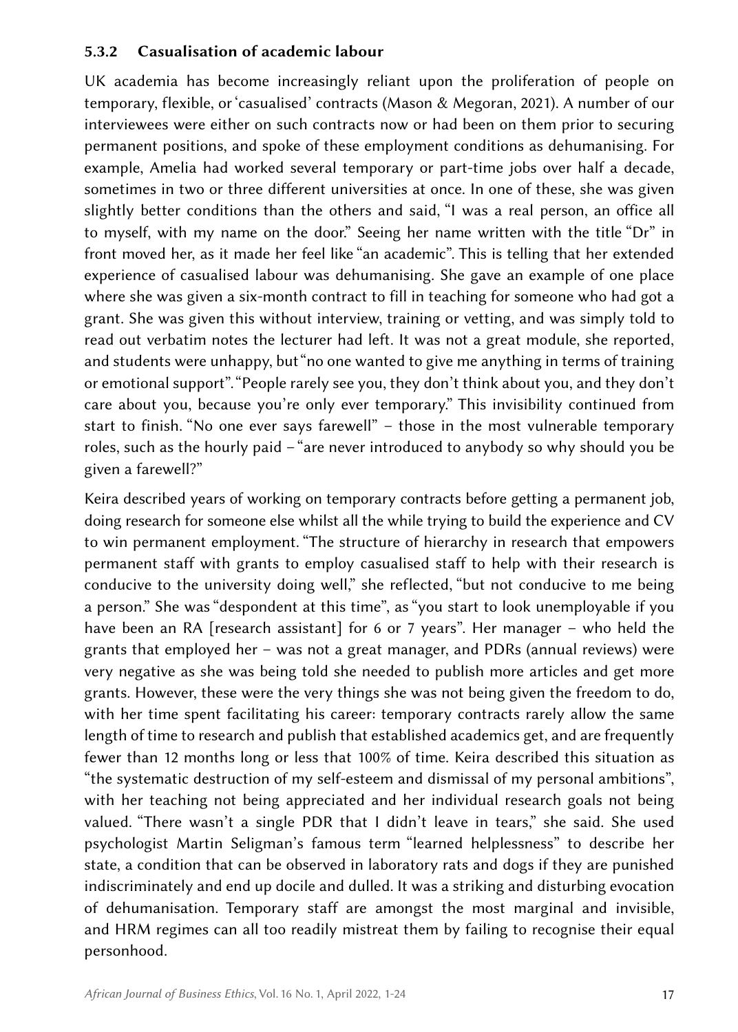### 5.3.2 Casualisation of academic labour

UK academia has become increasingly reliant upon the proliferation of people on temporary, flexible, or 'casualised' contracts (Mason & Megoran, 2021). A number of our interviewees were either on such contracts now or had been on them prior to securing permanent positions, and spoke of these employment conditions as dehumanising. For example, Amelia had worked several temporary or part-time jobs over half a decade, sometimes in two or three different universities at once. In one of these, she was given slightly better conditions than the others and said, "I was a real person, an office all to myself, with my name on the door." Seeing her name written with the title "Dr" in front moved her, as it made her feel like "an academic". This is telling that her extended experience of casualised labour was dehumanising. She gave an example of one place where she was given a six-month contract to fill in teaching for someone who had got a grant. She was given this without interview, training or vetting, and was simply told to read out verbatim notes the lecturer had left. It was not a great module, she reported, and students were unhappy, but "no one wanted to give me anything in terms of training or emotional support". "People rarely see you, they don't think about you, and they don't care about you, because you're only ever temporary." This invisibility continued from start to finish. "No one ever says farewell" – those in the most vulnerable temporary roles, such as the hourly paid – "are never introduced to anybody so why should you be given a farewell?"

Keira described years of working on temporary contracts before getting a permanent job, doing research for someone else whilst all the while trying to build the experience and CV to win permanent employment. "The structure of hierarchy in research that empowers permanent staff with grants to employ casualised staff to help with their research is conducive to the university doing well," she reflected, "but not conducive to me being a person." She was "despondent at this time", as "you start to look unemployable if you have been an RA [research assistant] for 6 or 7 years". Her manager – who held the grants that employed her – was not a great manager, and PDRs (annual reviews) were very negative as she was being told she needed to publish more articles and get more grants. However, these were the very things she was not being given the freedom to do, with her time spent facilitating his career: temporary contracts rarely allow the same length of time to research and publish that established academics get, and are frequently fewer than 12 months long or less that 100% of time. Keira described this situation as "the systematic destruction of my self-esteem and dismissal of my personal ambitions", with her teaching not being appreciated and her individual research goals not being valued. "There wasn't a single PDR that I didn't leave in tears," she said. She used psychologist Martin Seligman's famous term "learned helplessness" to describe her state, a condition that can be observed in laboratory rats and dogs if they are punished indiscriminately and end up docile and dulled. It was a striking and disturbing evocation of dehumanisation. Temporary staff are amongst the most marginal and invisible, and HRM regimes can all too readily mistreat them by failing to recognise their equal personhood.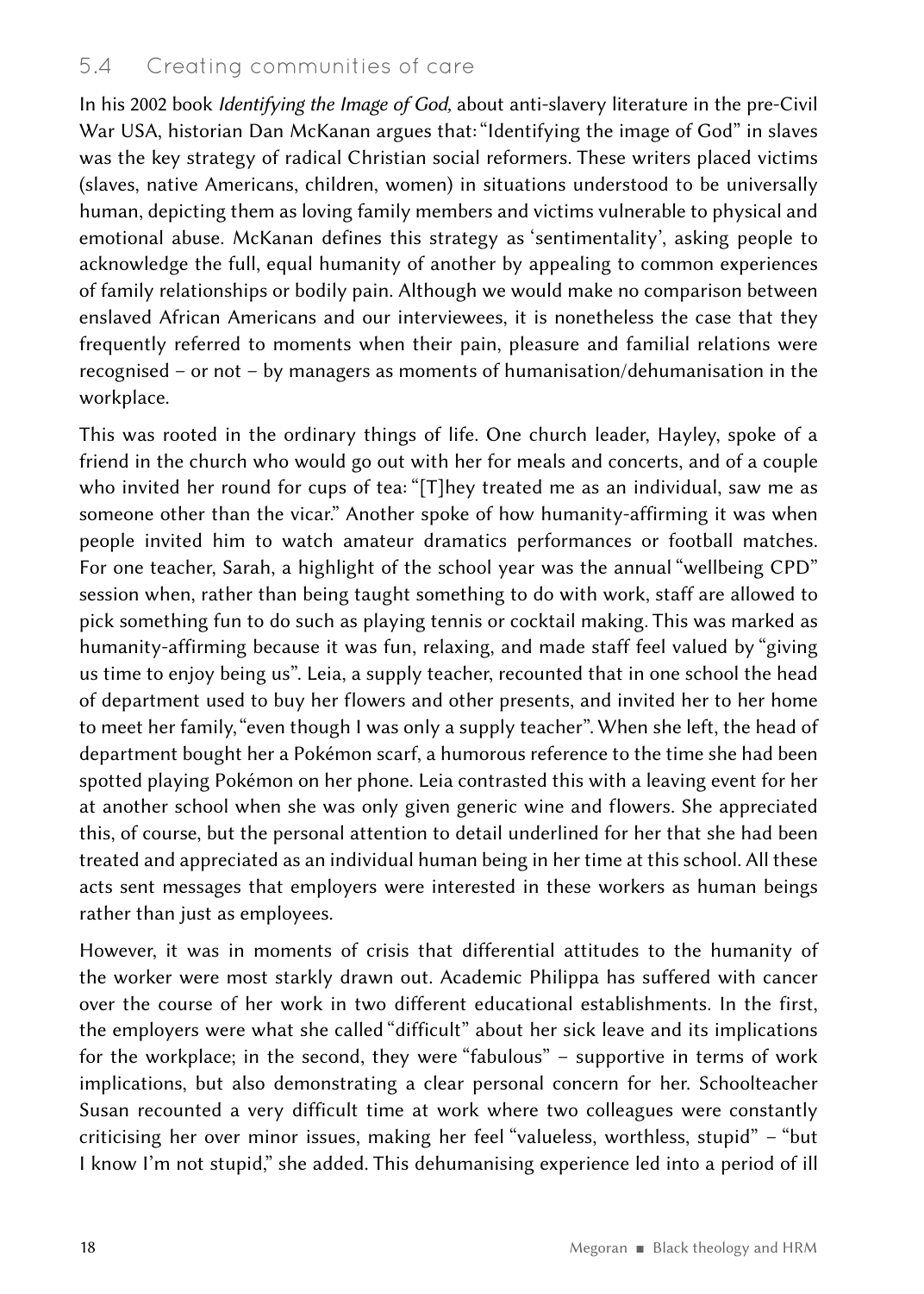## 5.4 Creating communities of care

In his 2002 book *Identifying the Image of God,* about anti-slavery literature in the pre-Civil War USA, historian Dan McKanan argues that: "Identifying the image of God" in slaves was the key strategy of radical Christian social reformers. These writers placed victims (slaves, native Americans, children, women) in situations understood to be universally human, depicting them as loving family members and victims vulnerable to physical and emotional abuse. McKanan defines this strategy as 'sentimentality', asking people to acknowledge the full, equal humanity of another by appealing to common experiences of family relationships or bodily pain. Although we would make no comparison between enslaved African Americans and our interviewees, it is nonetheless the case that they frequently referred to moments when their pain, pleasure and familial relations were recognised – or not – by managers as moments of humanisation/dehumanisation in the workplace.

This was rooted in the ordinary things of life. One church leader, Hayley, spoke of a friend in the church who would go out with her for meals and concerts, and of a couple who invited her round for cups of tea: "[T]hey treated me as an individual, saw me as someone other than the vicar." Another spoke of how humanity-affirming it was when people invited him to watch amateur dramatics performances or football matches. For one teacher, Sarah, a highlight of the school year was the annual "wellbeing CPD" session when, rather than being taught something to do with work, staff are allowed to pick something fun to do such as playing tennis or cocktail making. This was marked as humanity-affirming because it was fun, relaxing, and made staff feel valued by "giving us time to enjoy being us". Leia, a supply teacher, recounted that in one school the head of department used to buy her flowers and other presents, and invited her to her home to meet her family, "even though I was only a supply teacher". When she left, the head of department bought her a Pokémon scarf, a humorous reference to the time she had been spotted playing Pokémon on her phone. Leia contrasted this with a leaving event for her at another school when she was only given generic wine and flowers. She appreciated this, of course, but the personal attention to detail underlined for her that she had been treated and appreciated as an individual human being in her time at this school. All these acts sent messages that employers were interested in these workers as human beings rather than just as employees.

However, it was in moments of crisis that differential attitudes to the humanity of the worker were most starkly drawn out. Academic Philippa has suffered with cancer over the course of her work in two different educational establishments. In the first, the employers were what she called "difficult" about her sick leave and its implications for the workplace; in the second, they were "fabulous" – supportive in terms of work implications, but also demonstrating a clear personal concern for her. Schoolteacher Susan recounted a very difficult time at work where two colleagues were constantly criticising her over minor issues, making her feel "valueless, worthless, stupid" – "but I know I'm not stupid," she added. This dehumanising experience led into a period of ill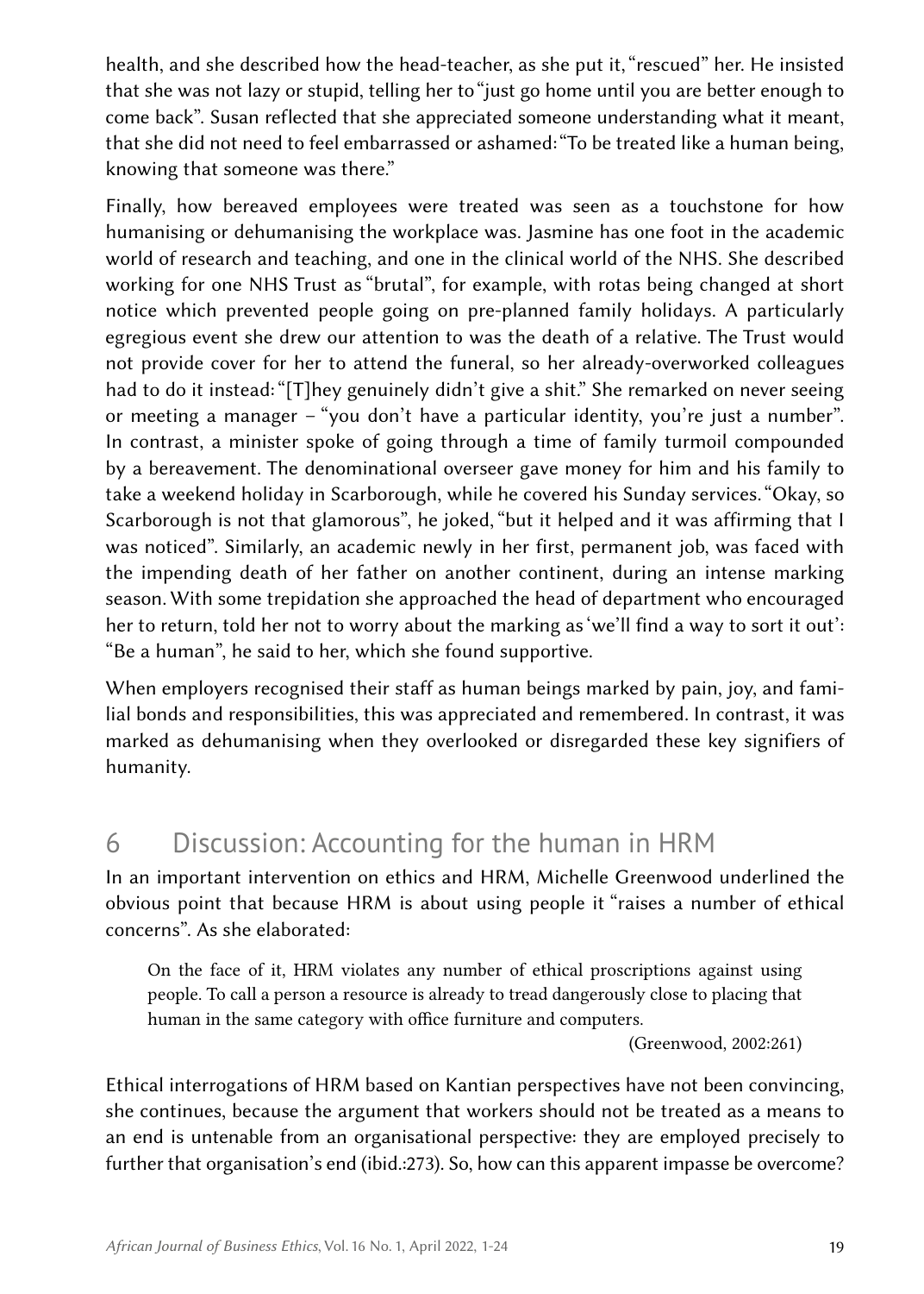health, and she described how the head-teacher, as she put it, "rescued" her. He insisted that she was not lazy or stupid, telling her to "just go home until you are better enough to come back". Susan reflected that she appreciated someone understanding what it meant, that she did not need to feel embarrassed or ashamed: "To be treated like a human being, knowing that someone was there."

Finally, how bereaved employees were treated was seen as a touchstone for how humanising or dehumanising the workplace was. Jasmine has one foot in the academic world of research and teaching, and one in the clinical world of the NHS. She described working for one NHS Trust as "brutal", for example, with rotas being changed at short notice which prevented people going on pre-planned family holidays. A particularly egregious event she drew our attention to was the death of a relative. The Trust would not provide cover for her to attend the funeral, so her already-overworked colleagues had to do it instead: "[T]hey genuinely didn't give a shit." She remarked on never seeing or meeting a manager – "you don't have a particular identity, you're just a number". In contrast, a minister spoke of going through a time of family turmoil compounded by a bereavement. The denominational overseer gave money for him and his family to take a weekend holiday in Scarborough, while he covered his Sunday services. "Okay, so Scarborough is not that glamorous", he joked, "but it helped and it was affirming that I was noticed". Similarly, an academic newly in her first, permanent job, was faced with the impending death of her father on another continent, during an intense marking season. With some trepidation she approached the head of department who encouraged her to return, told her not to worry about the marking as 'we'll find a way to sort it out': "Be a human", he said to her, which she found supportive.

When employers recognised their staff as human beings marked by pain, joy, and familial bonds and responsibilities, this was appreciated and remembered. In contrast, it was marked as dehumanising when they overlooked or disregarded these key signifiers of humanity.

## 6 Discussion: Accounting for the human in HRM

In an important intervention on ethics and HRM, Michelle Greenwood underlined the obvious point that because HRM is about using people it "raises a number of ethical concerns". As she elaborated:

> On the face of it, HRM violates any number of ethical proscriptions against using people. To call a person a resource is already to tread dangerously close to placing that human in the same category with office furniture and computers.
>
> (Greenwood, 2002:261)

Ethical interrogations of HRM based on Kantian perspectives have not been convincing, she continues, because the argument that workers should not be treated as a means to an end is untenable from an organisational perspective: they are employed precisely to further that organisation's end (ibid.:273). So, how can this apparent impasse be overcome?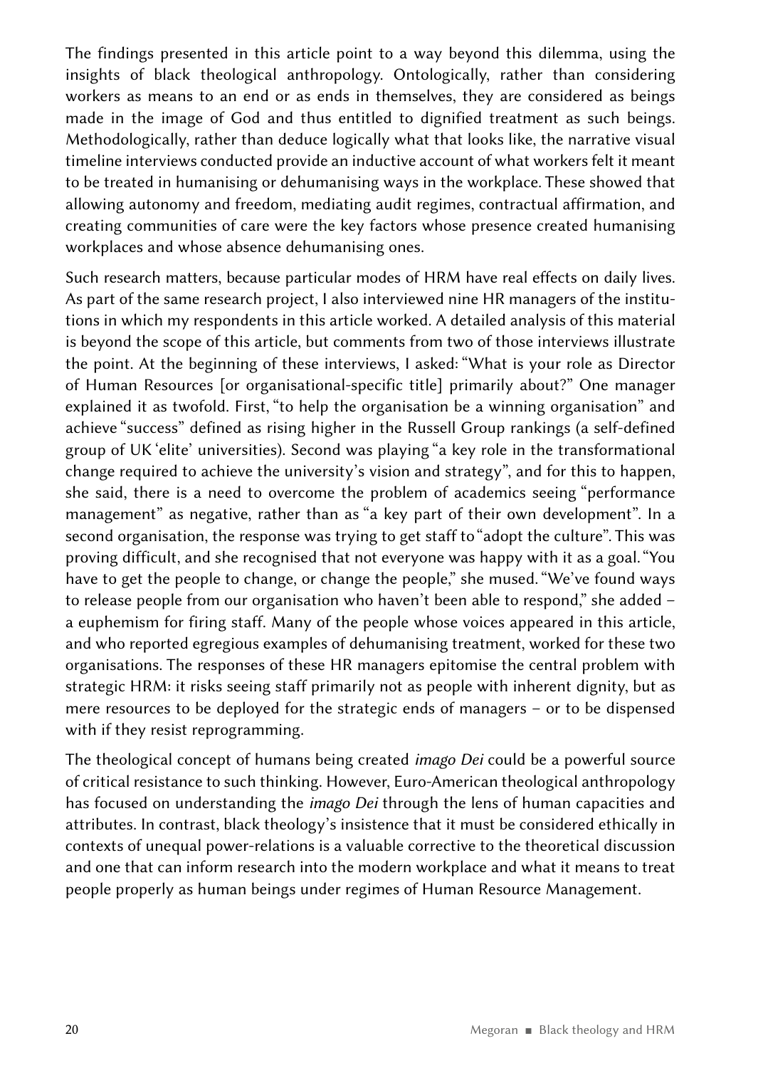The findings presented in this article point to a way beyond this dilemma, using the insights of black theological anthropology. Ontologically, rather than considering workers as means to an end or as ends in themselves, they are considered as beings made in the image of God and thus entitled to dignified treatment as such beings. Methodologically, rather than deduce logically what that looks like, the narrative visual timeline interviews conducted provide an inductive account of what workers felt it meant to be treated in humanising or dehumanising ways in the workplace. These showed that allowing autonomy and freedom, mediating audit regimes, contractual affirmation, and creating communities of care were the key factors whose presence created humanising workplaces and whose absence dehumanising ones.

Such research matters, because particular modes of HRM have real effects on daily lives. As part of the same research project, I also interviewed nine HR managers of the institutions in which my respondents in this article worked. A detailed analysis of this material is beyond the scope of this article, but comments from two of those interviews illustrate the point. At the beginning of these interviews, I asked: "What is your role as Director of Human Resources [or organisational-specific title] primarily about?" One manager explained it as twofold. First, "to help the organisation be a winning organisation" and achieve "success" defined as rising higher in the Russell Group rankings (a self-defined group of UK 'elite' universities). Second was playing "a key role in the transformational change required to achieve the university's vision and strategy", and for this to happen, she said, there is a need to overcome the problem of academics seeing "performance management" as negative, rather than as "a key part of their own development". In a second organisation, the response was trying to get staff to "adopt the culture". This was proving difficult, and she recognised that not everyone was happy with it as a goal. "You have to get the people to change, or change the people," she mused. "We've found ways to release people from our organisation who haven't been able to respond," she added – a euphemism for firing staff. Many of the people whose voices appeared in this article, and who reported egregious examples of dehumanising treatment, worked for these two organisations. The responses of these HR managers epitomise the central problem with strategic HRM: it risks seeing staff primarily not as people with inherent dignity, but as mere resources to be deployed for the strategic ends of managers – or to be dispensed with if they resist reprogramming.

The theological concept of humans being created *imago Dei* could be a powerful source of critical resistance to such thinking. However, Euro-American theological anthropology has focused on understanding the *imago Dei* through the lens of human capacities and attributes. In contrast, black theology's insistence that it must be considered ethically in contexts of unequal power-relations is a valuable corrective to the theoretical discussion and one that can inform research into the modern workplace and what it means to treat people properly as human beings under regimes of Human Resource Management.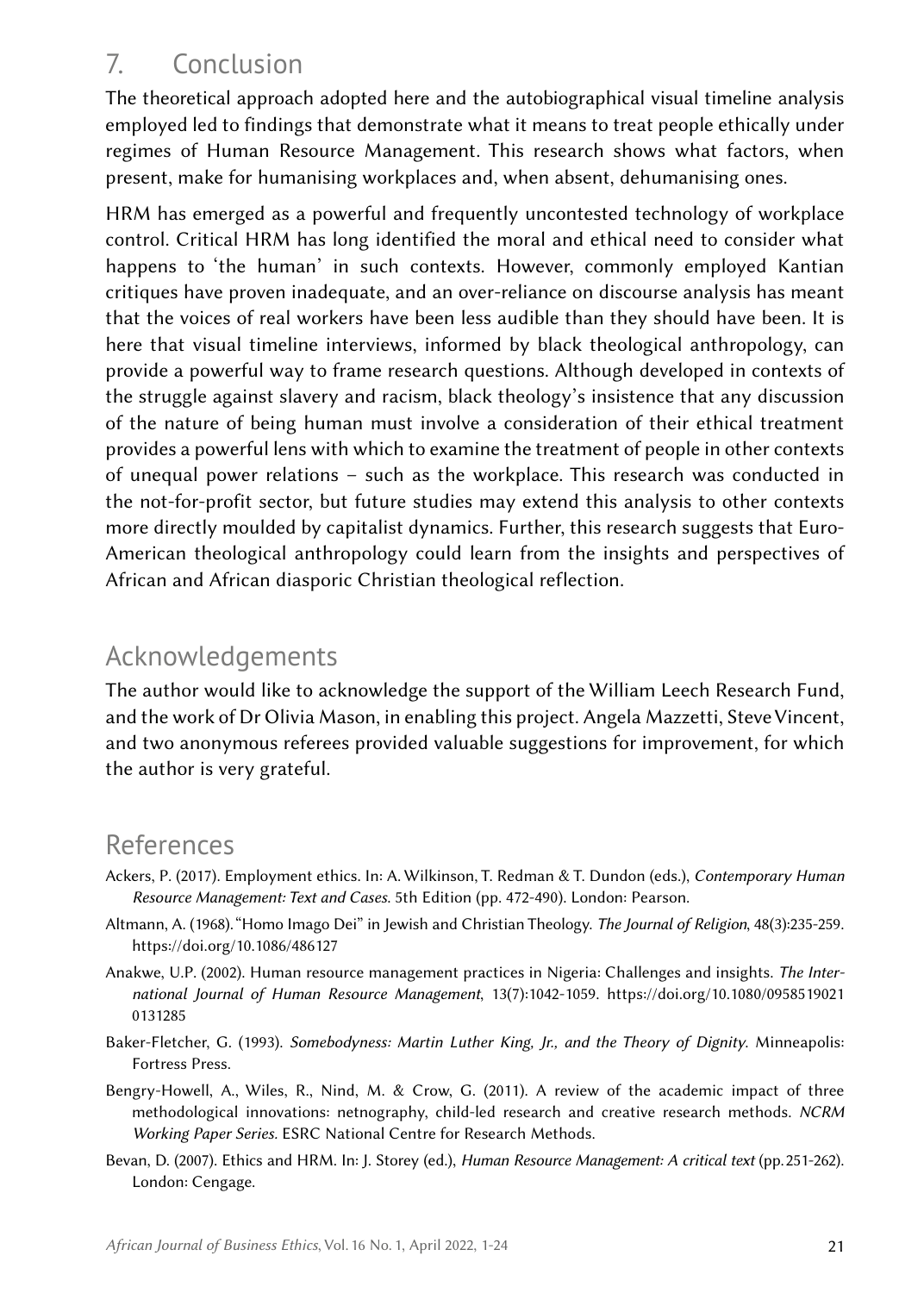## 7. Conclusion

The theoretical approach adopted here and the autobiographical visual timeline analysis employed led to findings that demonstrate what it means to treat people ethically under regimes of Human Resource Management. This research shows what factors, when present, make for humanising workplaces and, when absent, dehumanising ones.

HRM has emerged as a powerful and frequently uncontested technology of workplace control. Critical HRM has long identified the moral and ethical need to consider what happens to 'the human' in such contexts. However, commonly employed Kantian critiques have proven inadequate, and an over-reliance on discourse analysis has meant that the voices of real workers have been less audible than they should have been. It is here that visual timeline interviews, informed by black theological anthropology, can provide a powerful way to frame research questions. Although developed in contexts of the struggle against slavery and racism, black theology's insistence that any discussion of the nature of being human must involve a consideration of their ethical treatment provides a powerful lens with which to examine the treatment of people in other contexts of unequal power relations – such as the workplace. This research was conducted in the not-for-profit sector, but future studies may extend this analysis to other contexts more directly moulded by capitalist dynamics. Further, this research suggests that Euro-American theological anthropology could learn from the insights and perspectives of African and African diasporic Christian theological reflection.

## Acknowledgements

The author would like to acknowledge the support of the William Leech Research Fund, and the work of Dr Olivia Mason, in enabling this project. Angela Mazzetti, Steve Vincent, and two anonymous referees provided valuable suggestions for improvement, for which the author is very grateful.

## References

Ackers, P. (2017). Employment ethics. In: A. Wilkinson, T. Redman & T. Dundon (eds.), *Contemporary Human Resource Management: Text and Cases*. 5th Edition (pp. 472-490). London: Pearson.

Altmann, A. (1968). "Homo Imago Dei" in Jewish and Christian Theology. *The Journal of Religion*, 48(3):235-259. https://doi.org/10.1086/486127

Anakwe, U.P. (2002). Human resource management practices in Nigeria: Challenges and insights. *The International Journal of Human Resource Management*, 13(7):1042-1059. https://doi.org/10.1080/09585190210131285

Baker-Fletcher, G. (1993). *Somebodyness: Martin Luther King, Jr., and the Theory of Dignity*. Minneapolis: Fortress Press.

Bengry-Howell, A., Wiles, R., Nind, M. & Crow, G. (2011). A review of the academic impact of three methodological innovations: netnography, child-led research and creative research methods. *NCRM Working Paper Series*. ESRC National Centre for Research Methods.

Bevan, D. (2007). Ethics and HRM. In: J. Storey (ed.), *Human Resource Management: A critical text* (pp. 251-262). London: Cengage.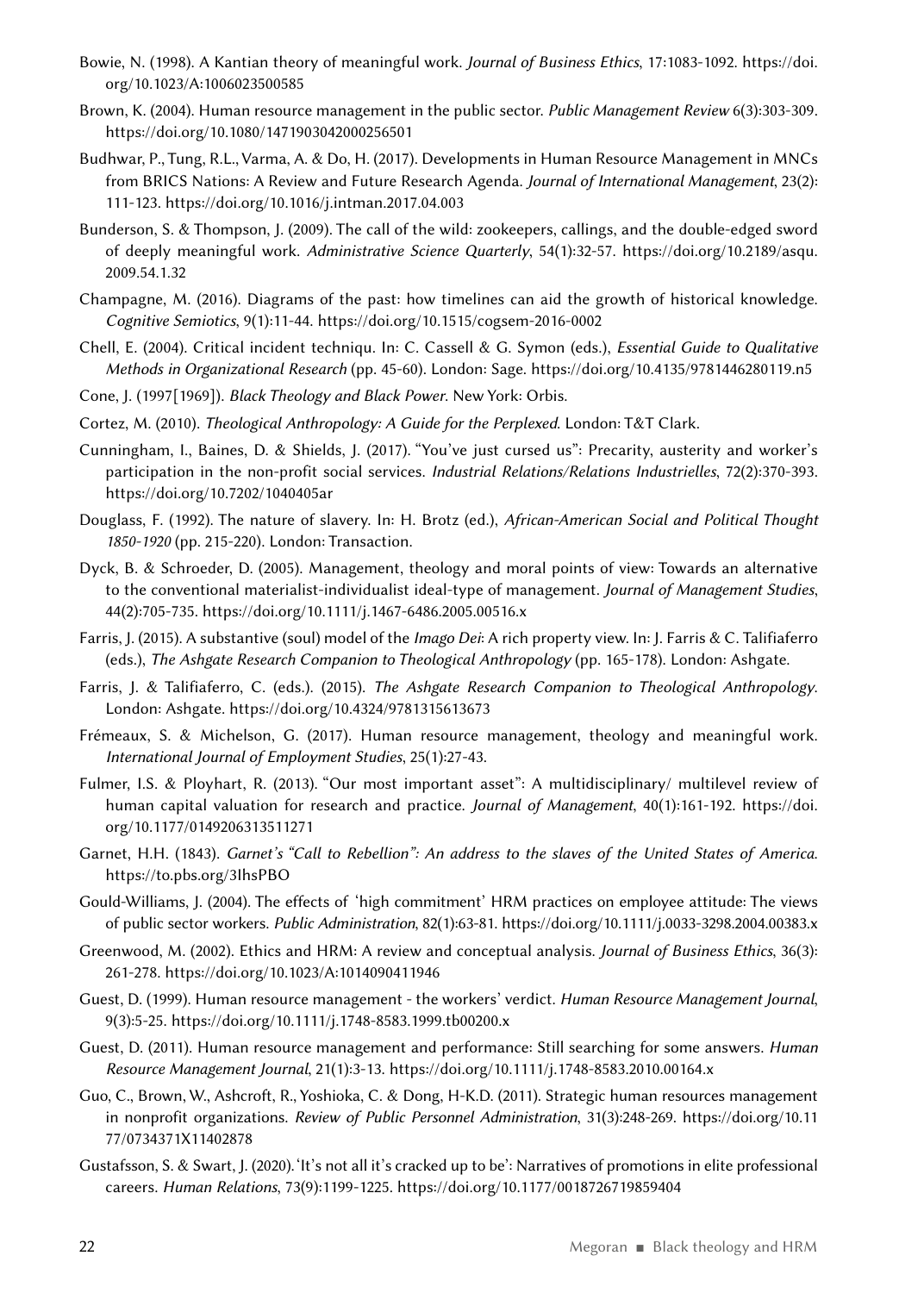Bowie, N. (1998). A Kantian theory of meaningful work. *Journal of Business Ethics*, 17:1083-1092. https://doi.org/10.1023/A:1006023500585

Brown, K. (2004). Human resource management in the public sector. *Public Management Review* 6(3):303-309. https://doi.org/10.1080/1471903042000256501

Budhwar, P., Tung, R.L., Varma, A. & Do, H. (2017). Developments in Human Resource Management in MNCs from BRICS Nations: A Review and Future Research Agenda. *Journal of International Management*, 23(2): 111-123. https://doi.org/10.1016/j.intman.2017.04.003

Bunderson, S. & Thompson, J. (2009). The call of the wild: zookeepers, callings, and the double-edged sword of deeply meaningful work. *Administrative Science Quarterly*, 54(1):32-57. https://doi.org/10.2189/asqu.2009.54.1.32

Champagne, M. (2016). Diagrams of the past: how timelines can aid the growth of historical knowledge. *Cognitive Semiotics*, 9(1):11-44. https://doi.org/10.1515/cogsem-2016-0002

Chell, E. (2004). Critical incident techniqu. In: C. Cassell & G. Symon (eds.), *Essential Guide to Qualitative Methods in Organizational Research* (pp. 45-60). London: Sage. https://doi.org/10.4135/9781446280119.n5

Cone, J. (1997[1969]). *Black Theology and Black Power*. New York: Orbis.

Cortez, M. (2010). *Theological Anthropology: A Guide for the Perplexed*. London: T&T Clark.

Cunningham, I., Baines, D. & Shields, J. (2017). "You've just cursed us": Precarity, austerity and worker's participation in the non-profit social services. *Industrial Relations/Relations Industrielles*, 72(2):370-393. https://doi.org/10.7202/1040405ar

Douglass, F. (1992). The nature of slavery. In: H. Brotz (ed.), *African-American Social and Political Thought 1850-1920* (pp. 215-220). London: Transaction.

Dyck, B. & Schroeder, D. (2005). Management, theology and moral points of view: Towards an alternative to the conventional materialist-individualist ideal-type of management. *Journal of Management Studies*, 44(2):705-735. https://doi.org/10.1111/j.1467-6486.2005.00516.x

Farris, J. (2015). A substantive (soul) model of the *Imago Dei*: A rich property view. In: J. Farris & C. Talifiaferro (eds.), *The Ashgate Research Companion to Theological Anthropology* (pp. 165-178). London: Ashgate.

Farris, J. & Talifiaferro, C. (eds.). (2015). *The Ashgate Research Companion to Theological Anthropology*. London: Ashgate. https://doi.org/10.4324/9781315613673

Frémeaux, S. & Michelson, G. (2017). Human resource management, theology and meaningful work. *International Journal of Employment Studies*, 25(1):27-43.

Fulmer, I.S. & Ployhart, R. (2013). "Our most important asset": A multidisciplinary/ multilevel review of human capital valuation for research and practice. *Journal of Management*, 40(1):161-192. https://doi.org/10.1177/0149206313511271

Garnet, H.H. (1843). *Garnet's "Call to Rebellion": An address to the slaves of the United States of America.* https://to.pbs.org/3lhsPBO

Gould-Williams, J. (2004). The effects of 'high commitment' HRM practices on employee attitude: The views of public sector workers. *Public Administration*, 82(1):63-81. https://doi.org/10.1111/j.0033-3298.2004.00383.x

Greenwood, M. (2002). Ethics and HRM: A review and conceptual analysis. *Journal of Business Ethics*, 36(3): 261-278. https://doi.org/10.1023/A:1014090411946

Guest, D. (1999). Human resource management - the workers' verdict. *Human Resource Management Journal*, 9(3):5-25. https://doi.org/10.1111/j.1748-8583.1999.tb00200.x

Guest, D. (2011). Human resource management and performance: Still searching for some answers. *Human Resource Management Journal*, 21(1):3-13. https://doi.org/10.1111/j.1748-8583.2010.00164.x

Guo, C., Brown, W., Ashcroft, R., Yoshioka, C. & Dong, H-K.D. (2011). Strategic human resources management in nonprofit organizations. *Review of Public Personnel Administration*, 31(3):248-269. https://doi.org/10.1177/0734371X11402878

Gustafsson, S. & Swart, J. (2020). 'It's not all it's cracked up to be': Narratives of promotions in elite professional careers. *Human Relations*, 73(9):1199-1225. https://doi.org/10.1177/0018726719859404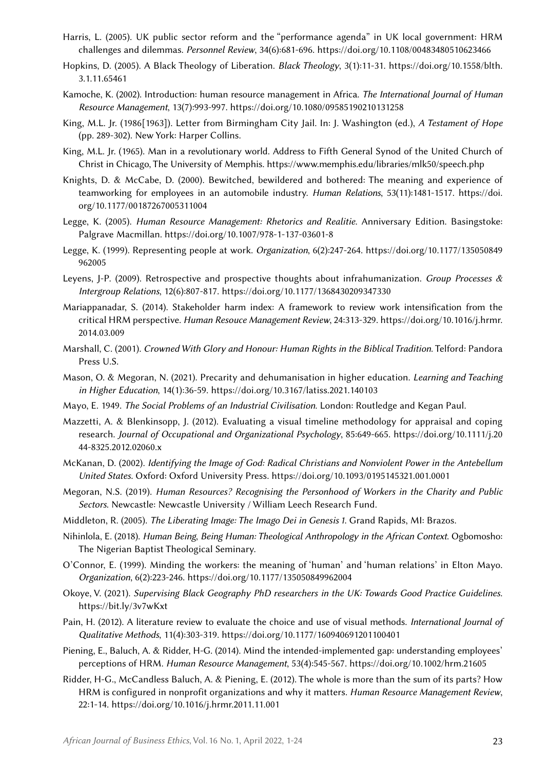Harris, L. (2005). UK public sector reform and the "performance agenda" in UK local government: HRM challenges and dilemmas. *Personnel Review*, 34(6):681-696. https://doi.org/10.1108/00483480510623466

Hopkins, D. (2005). A Black Theology of Liberation. *Black Theology*, 3(1):11-31. https://doi.org/10.1558/blth.3.1.11.65461

Kamoche, K. (2002). Introduction: human resource management in Africa. *The International Journal of Human Resource Management*, 13(7):993-997. https://doi.org/10.1080/09585190210131258

King, M.L. Jr. (1986[1963]). Letter from Birmingham City Jail. In: J. Washington (ed.), *A Testament of Hope* (pp. 289-302). New York: Harper Collins.

King, M.L. Jr. (1965). Man in a revolutionary world. Address to Fifth General Synod of the United Church of Christ in Chicago, The University of Memphis. https://www.memphis.edu/libraries/mlk50/speech.php

Knights, D. & McCabe, D. (2000). Bewitched, bewildered and bothered: The meaning and experience of teamworking for employees in an automobile industry. *Human Relations*, 53(11):1481-1517. https://doi.org/10.1177/00187267005311004

Legge, K. (2005). *Human Resource Management: Rhetorics and Realitie*. Anniversary Edition. Basingstoke: Palgrave Macmillan. https://doi.org/10.1007/978-1-137-03601-8

Legge, K. (1999). Representing people at work. *Organization*, 6(2):247-264. https://doi.org/10.1177/135050849962005

Leyens, J-P. (2009). Retrospective and prospective thoughts about infrahumanization. *Group Processes & Intergroup Relations*, 12(6):807-817. https://doi.org/10.1177/1368430209347330

Mariappanadar, S. (2014). Stakeholder harm index: A framework to review work intensification from the critical HRM perspective. *Human Resouce Management Review*, 24:313-329. https://doi.org/10.1016/j.hrmr.2014.03.009

Marshall, C. (2001). *Crowned With Glory and Honour: Human Rights in the Biblical Tradition*. Telford: Pandora Press U.S.

Mason, O. & Megoran, N. (2021). Precarity and dehumanisation in higher education. *Learning and Teaching in Higher Education*, 14(1):36-59. https://doi.org/10.3167/latiss.2021.140103

Mayo, E. 1949. *The Social Problems of an Industrial Civilisation*. London: Routledge and Kegan Paul.

Mazzetti, A. & Blenkinsopp, J. (2012). Evaluating a visual timeline methodology for appraisal and coping research. *Journal of Occupational and Organizational Psychology*, 85:649-665. https://doi.org/10.1111/j.2044-8325.2012.02060.x

McKanan, D. (2002). *Identifying the Image of God: Radical Christians and Nonviolent Power in the Antebellum United States*. Oxford: Oxford University Press. https://doi.org/10.1093/0195145321.001.0001

Megoran, N.S. (2019). *Human Resources? Recognising the Personhood of Workers in the Charity and Public Sectors*. Newcastle: Newcastle University / William Leech Research Fund.

Middleton, R. (2005). *The Liberating Image: The Imago Dei in Genesis 1*. Grand Rapids, MI: Brazos.

Nihinlola, E. (2018). *Human Being, Being Human: Theological Anthropology in the African Context*. Ogbomosho: The Nigerian Baptist Theological Seminary.

O'Connor, E. (1999). Minding the workers: the meaning of 'human' and 'human relations' in Elton Mayo. *Organization*, 6(2):223-246. https://doi.org/10.1177/135050849962004

Okoye, V. (2021). *Supervising Black Geography PhD researchers in the UK: Towards Good Practice Guidelines*. https://bit.ly/3v7wKxt

Pain, H. (2012). A literature review to evaluate the choice and use of visual methods. *International Journal of Qualitative Methods*, 11(4):303-319. https://doi.org/10.1177/160940691201100401

Piening, E., Baluch, A. & Ridder, H-G. (2014). Mind the intended-implemented gap: understanding employees' perceptions of HRM. *Human Resource Management*, 53(4):545-567. https://doi.org/10.1002/hrm.21605

Ridder, H-G., McCandless Baluch, A. & Piening, E. (2012). The whole is more than the sum of its parts? How HRM is configured in nonprofit organizations and why it matters. *Human Resource Management Review*, 22:1-14. https://doi.org/10.1016/j.hrmr.2011.11.001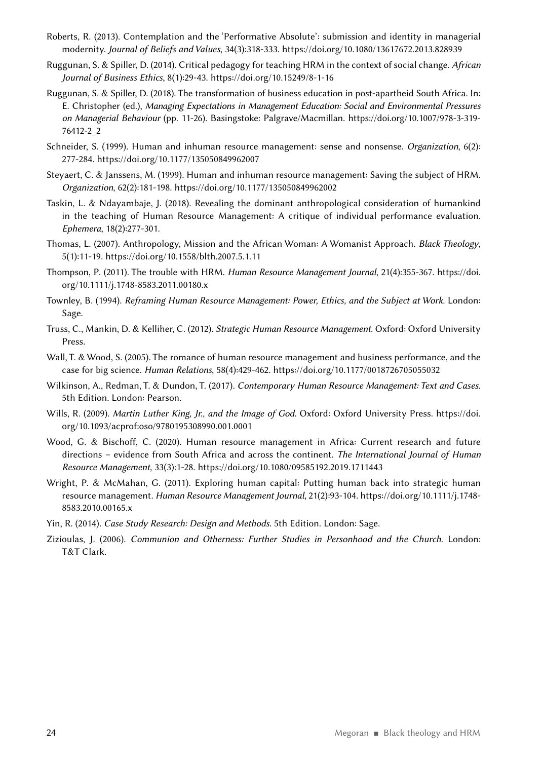Roberts, R. (2013). Contemplation and the 'Performative Absolute': submission and identity in managerial modernity. *Journal of Beliefs and Values*, 34(3):318-333. https://doi.org/10.1080/13617672.2013.828939

Ruggunan, S. & Spiller, D. (2014). Critical pedagogy for teaching HRM in the context of social change. *African Journal of Business Ethics*, 8(1):29-43. https://doi.org/10.15249/8-1-16

Ruggunan, S. & Spiller, D. (2018). The transformation of business education in post-apartheid South Africa. In: E. Christopher (ed.), *Managing Expectations in Management Education: Social and Environmental Pressures on Managerial Behaviour* (pp. 11-26). Basingstoke: Palgrave/Macmillan. https://doi.org/10.1007/978-3-319-76412-2_2

Schneider, S. (1999). Human and inhuman resource management: sense and nonsense. *Organization*, 6(2): 277-284. https://doi.org/10.1177/135050849962007

Steyaert, C. & Janssens, M. (1999). Human and inhuman resource management: Saving the subject of HRM. *Organization*, 62(2):181-198. https://doi.org/10.1177/135050849962002

Taskin, L. & Ndayambaje, J. (2018). Revealing the dominant anthropological consideration of humankind in the teaching of Human Resource Management: A critique of individual performance evaluation. *Ephemera*, 18(2):277-301.

Thomas, L. (2007). Anthropology, Mission and the African Woman: A Womanist Approach. *Black Theology*, 5(1):11-19. https://doi.org/10.1558/blth.2007.5.1.11

Thompson, P. (2011). The trouble with HRM. *Human Resource Management Journal*, 21(4):355-367. https://doi.org/10.1111/j.1748-8583.2011.00180.x

Townley, B. (1994). *Reframing Human Resource Management: Power, Ethics, and the Subject at Work*. London: Sage.

Truss, C., Mankin, D. & Kelliher, C. (2012). *Strategic Human Resource Management*. Oxford: Oxford University Press.

Wall, T. & Wood, S. (2005). The romance of human resource management and business performance, and the case for big science. *Human Relations*, 58(4):429-462. https://doi.org/10.1177/0018726705055032

Wilkinson, A., Redman, T. & Dundon, T. (2017). *Contemporary Human Resource Management: Text and Cases*. 5th Edition. London: Pearson.

Wills, R. (2009). *Martin Luther King, Jr., and the Image of God*. Oxford: Oxford University Press. https://doi.org/10.1093/acprof:oso/9780195308990.001.0001

Wood, G. & Bischoff, C. (2020). Human resource management in Africa: Current research and future directions – evidence from South Africa and across the continent. *The International Journal of Human Resource Management*, 33(3):1-28. https://doi.org/10.1080/09585192.2019.1711443

Wright, P. & McMahan, G. (2011). Exploring human capital: Putting human back into strategic human resource management. *Human Resource Management Journal*, 21(2):93-104. https://doi.org/10.1111/j.1748-8583.2010.00165.x

Yin, R. (2014). *Case Study Research: Design and Methods*. 5th Edition. London: Sage.

Zizioulas, J. (2006). *Communion and Otherness: Further Studies in Personhood and the Church*. London: T&T Clark.